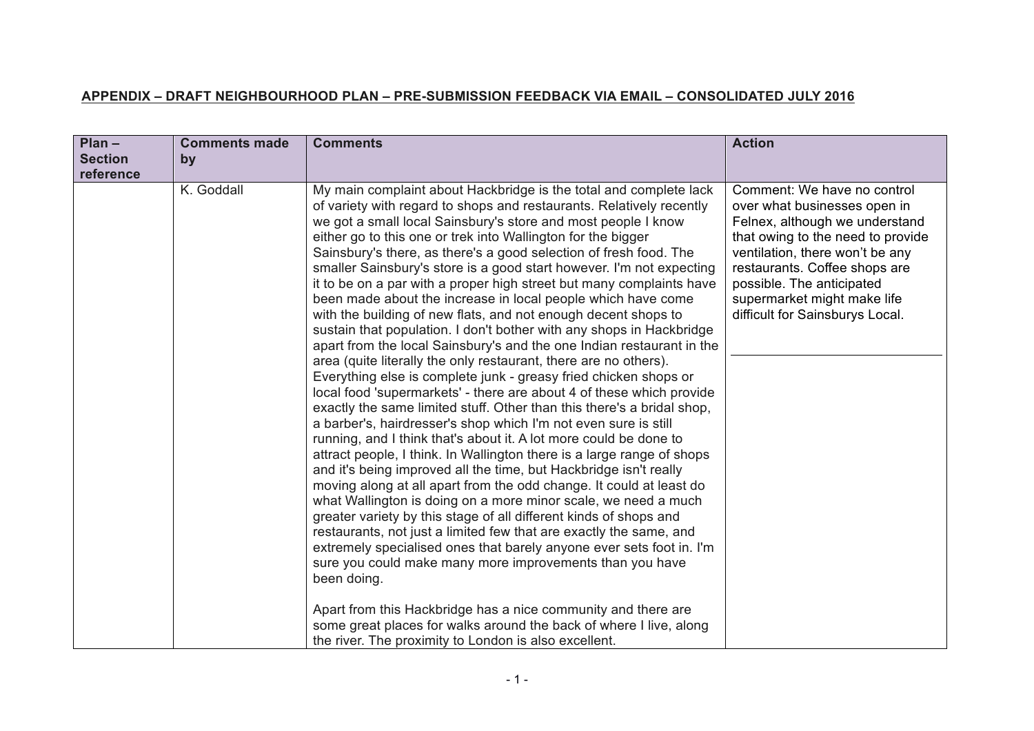**APPENDIX – DRAFT NEIGHBOURHOOD PLAN – PRE-SUBMISSION FEEDBACK VIA EMAIL – CONSOLIDATED JULY 2016**

| Plan – Section reference | Comments made by | Comments | Action |
|---|---|---|---|
| | K. Goddall | My main complaint about Hackbridge is the total and complete lack of variety with regard to shops and restaurants. Relatively recently we got a small local Sainsbury's store and most people I know either go to this one or trek into Wallington for the bigger Sainsbury's there, as there's a good selection of fresh food. The smaller Sainsbury's store is a good start however. I'm not expecting it to be on a par with a proper high street but many complaints have been made about the increase in local people which have come with the building of new flats, and not enough decent shops to sustain that population. I don't bother with any shops in Hackbridge apart from the local Sainsbury's and the one Indian restaurant in the area (quite literally the only restaurant, there are no others). Everything else is complete junk - greasy fried chicken shops or local food 'supermarkets' - there are about 4 of these which provide exactly the same limited stuff. Other than this there's a bridal shop, a barber's, hairdresser's shop which I'm not even sure is still running, and I think that's about it. A lot more could be done to attract people, I think. In Wallington there is a large range of shops and it's being improved all the time, but Hackbridge isn't really moving along at all apart from the odd change. It could at least do what Wallington is doing on a more minor scale, we need a much greater variety by this stage of all different kinds of shops and restaurants, not just a limited few that are exactly the same, and extremely specialised ones that barely anyone ever sets foot in. I'm sure you could make many more improvements than you have been doing.<br><br>Apart from this Hackbridge has a nice community and there are some great places for walks around the back of where I live, along the river. The proximity to London is also excellent. | Comment: We have no control over what businesses open in Felnex, although we understand that owing to the need to provide ventilation, there won't be any restaurants. Coffee shops are possible. The anticipated supermarket might make life difficult for Sainsburys Local. |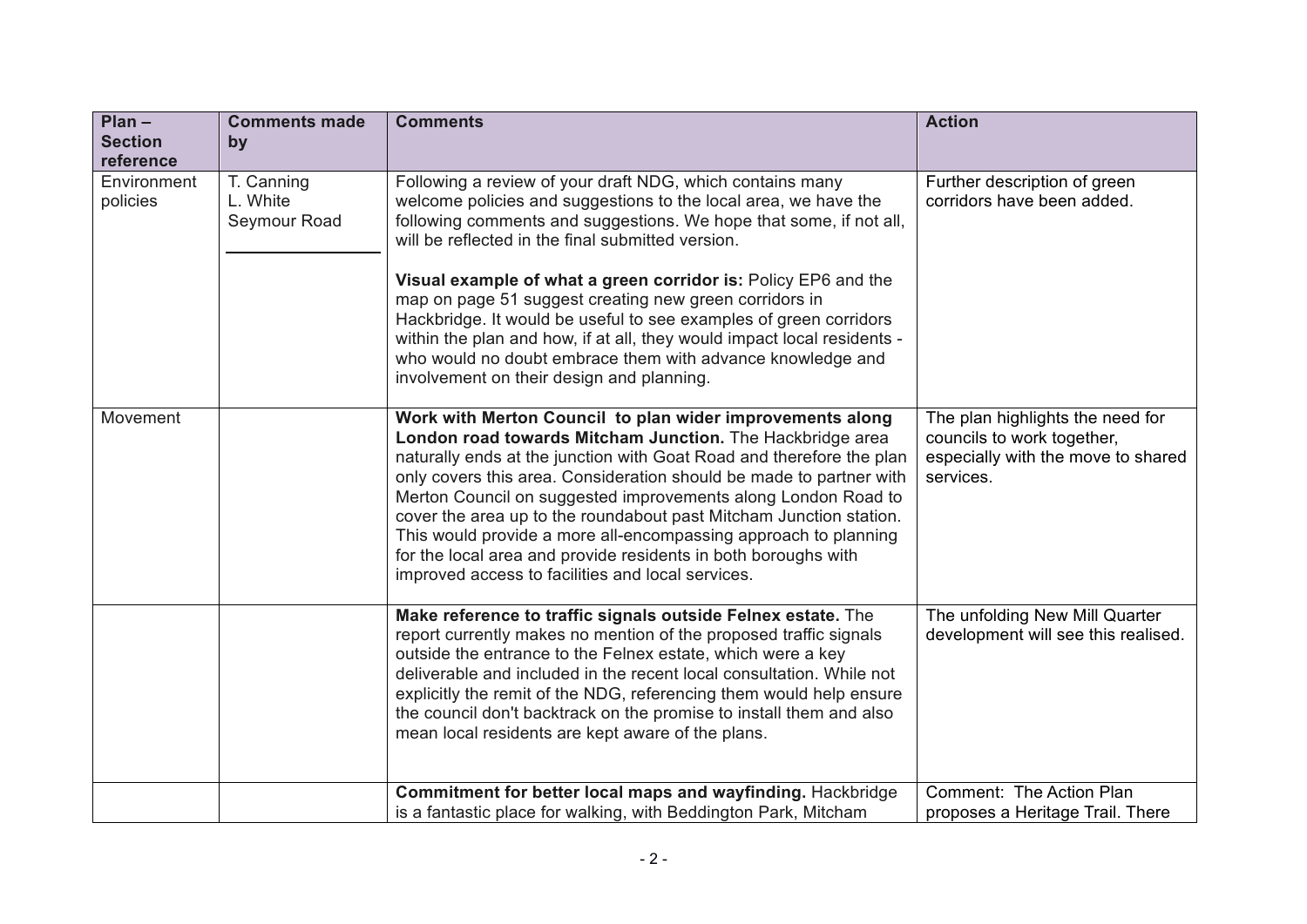| Plan – Section reference | Comments made by | Comments | Action |
|---|---|---|---|
| Environment policies | T. Canning<br>L. White<br>Seymour Road | Following a review of your draft NDG, which contains many welcome policies and suggestions to the local area, we have the following comments and suggestions. We hope that some, if not all, will be reflected in the final submitted version.<br><br>**Visual example of what a green corridor is:** Policy EP6 and the map on page 51 suggest creating new green corridors in Hackbridge. It would be useful to see examples of green corridors within the plan and how, if at all, they would impact local residents - who would no doubt embrace them with advance knowledge and involvement on their design and planning. | Further description of green corridors have been added. |
| Movement | | **Work with Merton Council to plan wider improvements along London road towards Mitcham Junction.** The Hackbridge area naturally ends at the junction with Goat Road and therefore the plan only covers this area. Consideration should be made to partner with Merton Council on suggested improvements along London Road to cover the area up to the roundabout past Mitcham Junction station. This would provide a more all-encompassing approach to planning for the local area and provide residents in both boroughs with improved access to facilities and local services. | The plan highlights the need for councils to work together, especially with the move to shared services. |
| | | **Make reference to traffic signals outside Felnex estate.** The report currently makes no mention of the proposed traffic signals outside the entrance to the Felnex estate, which were a key deliverable and included in the recent local consultation. While not explicitly the remit of the NDG, referencing them would help ensure the council don't backtrack on the promise to install them and also mean local residents are kept aware of the plans. | The unfolding New Mill Quarter development will see this realised. |
| | | **Commitment for better local maps and wayfinding.** Hackbridge is a fantastic place for walking, with Beddington Park, Mitcham | Comment: The Action Plan proposes a Heritage Trail. There |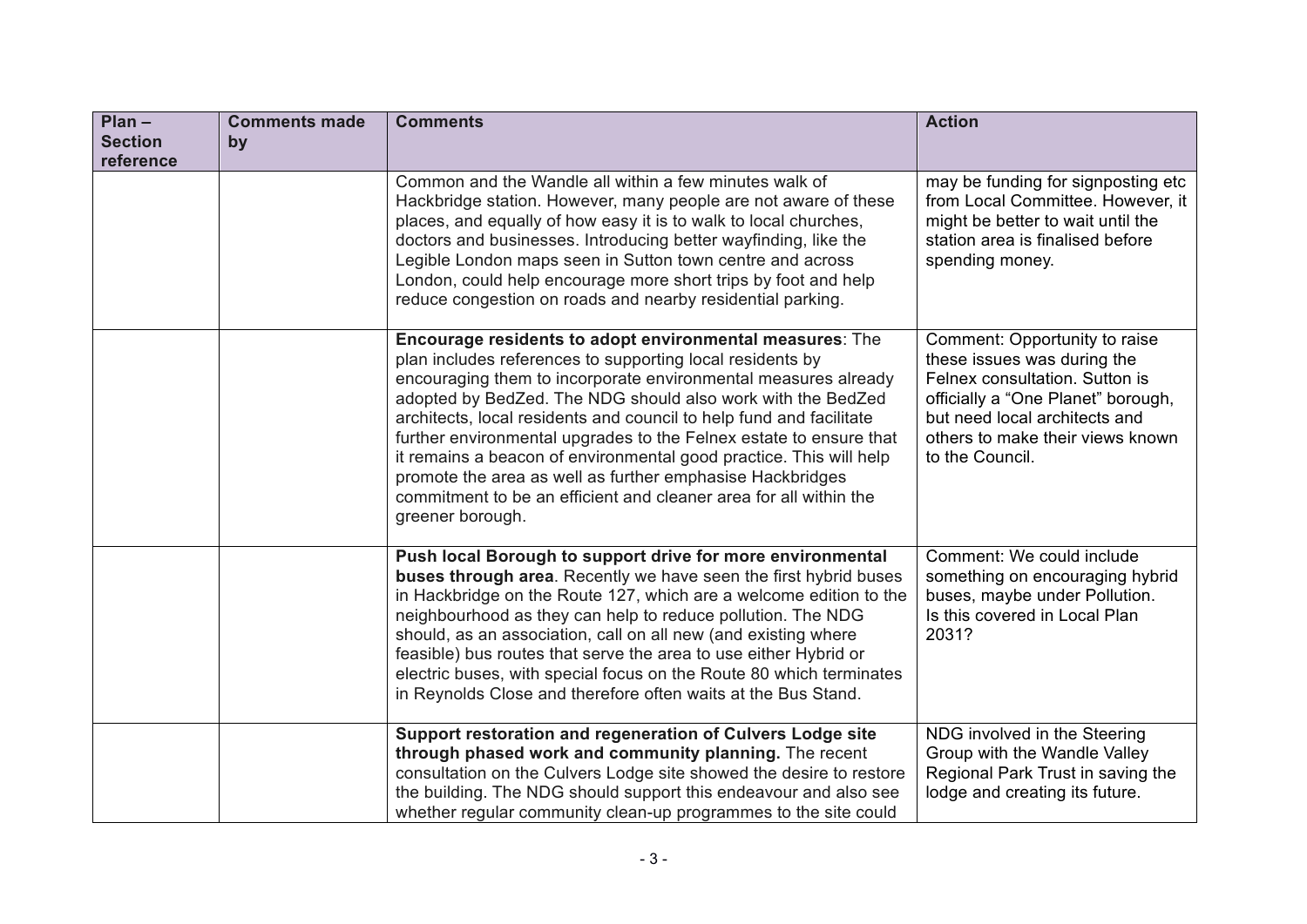| Plan – Section reference | Comments made by | Comments | Action |
|---|---|---|---|
| | | Common and the Wandle all within a few minutes walk of Hackbridge station. However, many people are not aware of these places, and equally of how easy it is to walk to local churches, doctors and businesses. Introducing better wayfinding, like the Legible London maps seen in Sutton town centre and across London, could help encourage more short trips by foot and help reduce congestion on roads and nearby residential parking. | may be funding for signposting etc from Local Committee. However, it might be better to wait until the station area is finalised before spending money. |
| | | **Encourage residents to adopt environmental measures**: The plan includes references to supporting local residents by encouraging them to incorporate environmental measures already adopted by BedZed. The NDG should also work with the BedZed architects, local residents and council to help fund and facilitate further environmental upgrades to the Felnex estate to ensure that it remains a beacon of environmental good practice. This will help promote the area as well as further emphasise Hackbridges commitment to be an efficient and cleaner area for all within the greener borough. | Comment: Opportunity to raise these issues was during the Felnex consultation. Sutton is officially a "One Planet" borough, but need local architects and others to make their views known to the Council. |
| | | **Push local Borough to support drive for more environmental buses through area**. Recently we have seen the first hybrid buses in Hackbridge on the Route 127, which are a welcome edition to the neighbourhood as they can help to reduce pollution. The NDG should, as an association, call on all new (and existing where feasible) bus routes that serve the area to use either Hybrid or electric buses, with special focus on the Route 80 which terminates in Reynolds Close and therefore often waits at the Bus Stand. | Comment: We could include something on encouraging hybrid buses, maybe under Pollution. Is this covered in Local Plan 2031? |
| | | **Support restoration and regeneration of Culvers Lodge site through phased work and community planning.** The recent consultation on the Culvers Lodge site showed the desire to restore the building. The NDG should support this endeavour and also see whether regular community clean-up programmes to the site could | NDG involved in the Steering Group with the Wandle Valley Regional Park Trust in saving the lodge and creating its future. |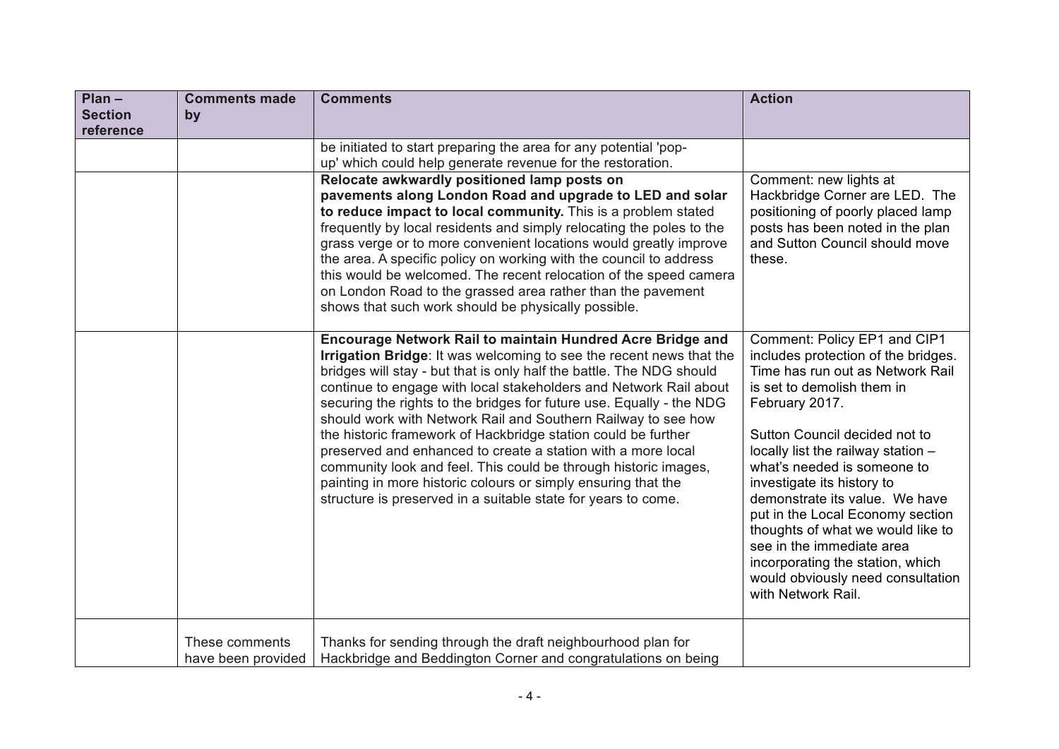| Plan – Section reference | Comments made by | Comments | Action |
|---|---|---|---|
| | | be initiated to start preparing the area for any potential 'pop-up' which could help generate revenue for the restoration. | |
| | | **Relocate awkwardly positioned lamp posts on pavements along London Road and upgrade to LED and solar to reduce impact to local community.** This is a problem stated frequently by local residents and simply relocating the poles to the grass verge or to more convenient locations would greatly improve the area. A specific policy on working with the council to address this would be welcomed. The recent relocation of the speed camera on London Road to the grassed area rather than the pavement shows that such work should be physically possible. | Comment: new lights at Hackbridge Corner are LED. The positioning of poorly placed lamp posts has been noted in the plan and Sutton Council should move these. |
| | | **Encourage Network Rail to maintain Hundred Acre Bridge and Irrigation Bridge**: It was welcoming to see the recent news that the bridges will stay - but that is only half the battle. The NDG should continue to engage with local stakeholders and Network Rail about securing the rights to the bridges for future use. Equally - the NDG should work with Network Rail and Southern Railway to see how the historic framework of Hackbridge station could be further preserved and enhanced to create a station with a more local community look and feel. This could be through historic images, painting in more historic colours or simply ensuring that the structure is preserved in a suitable state for years to come. | Comment: Policy EP1 and CIP1 includes protection of the bridges. Time has run out as Network Rail is set to demolish them in February 2017.<br><br>Sutton Council decided not to locally list the railway station – what's needed is someone to investigate its history to demonstrate its value. We have put in the Local Economy section thoughts of what we would like to see in the immediate area incorporating the station, which would obviously need consultation with Network Rail. |
| | These comments have been provided | Thanks for sending through the draft neighbourhood plan for Hackbridge and Beddington Corner and congratulations on being | |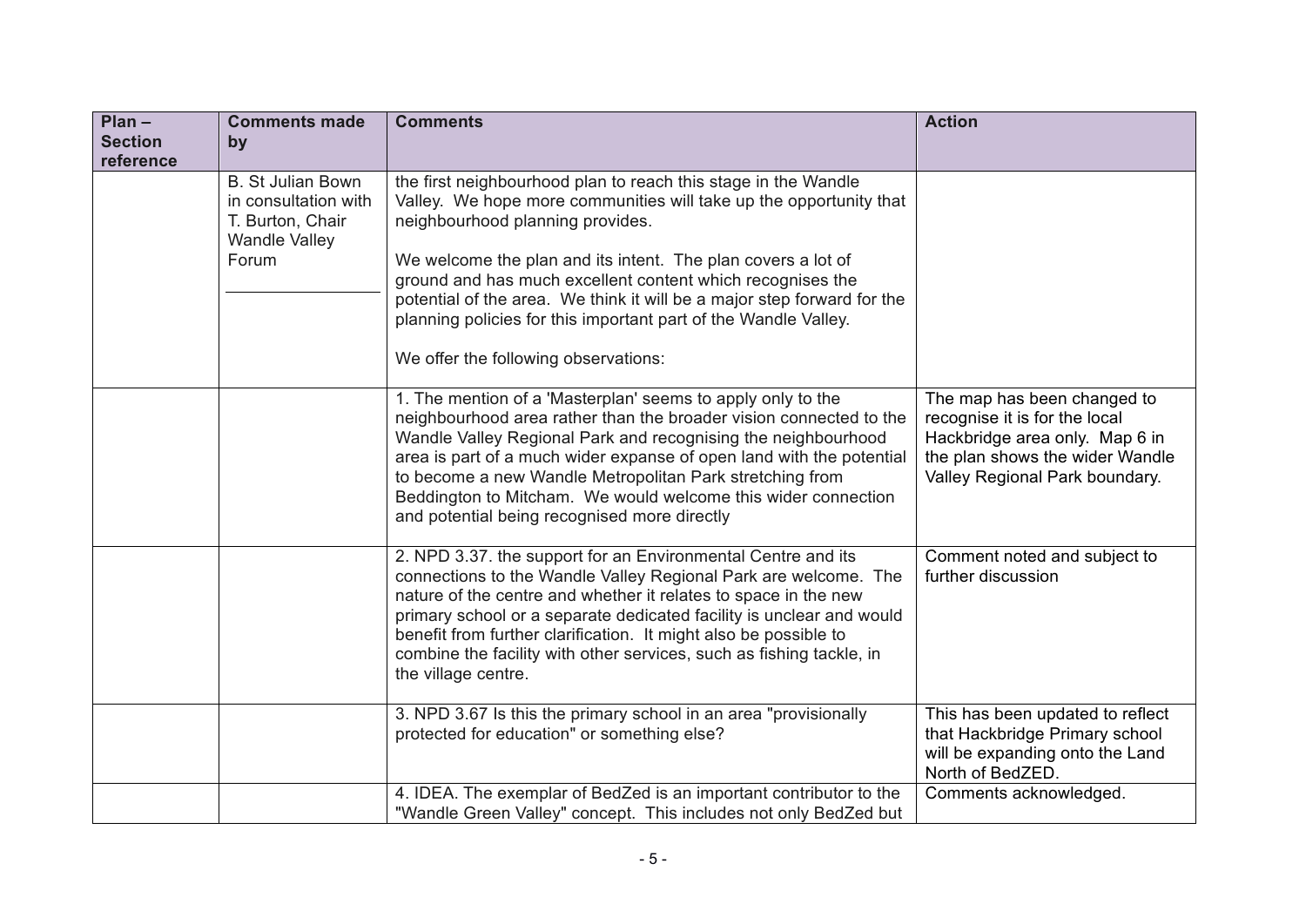| Plan – Section reference | Comments made by | Comments | Action |
|---|---|---|---|
| | B. St Julian Bown in consultation with T. Burton, Chair Wandle Valley Forum | the first neighbourhood plan to reach this stage in the Wandle Valley. We hope more communities will take up the opportunity that neighbourhood planning provides.<br><br>We welcome the plan and its intent. The plan covers a lot of ground and has much excellent content which recognises the potential of the area. We think it will be a major step forward for the planning policies for this important part of the Wandle Valley.<br><br>We offer the following observations: | |
| | | 1. The mention of a 'Masterplan' seems to apply only to the neighbourhood area rather than the broader vision connected to the Wandle Valley Regional Park and recognising the neighbourhood area is part of a much wider expanse of open land with the potential to become a new Wandle Metropolitan Park stretching from Beddington to Mitcham. We would welcome this wider connection and potential being recognised more directly | The map has been changed to recognise it is for the local Hackbridge area only. Map 6 in the plan shows the wider Wandle Valley Regional Park boundary. |
| | | 2. NPD 3.37. the support for an Environmental Centre and its connections to the Wandle Valley Regional Park are welcome. The nature of the centre and whether it relates to space in the new primary school or a separate dedicated facility is unclear and would benefit from further clarification. It might also be possible to combine the facility with other services, such as fishing tackle, in the village centre. | Comment noted and subject to further discussion |
| | | 3. NPD 3.67 Is this the primary school in an area "provisionally protected for education" or something else? | This has been updated to reflect that Hackbridge Primary school will be expanding onto the Land North of BedZED. |
| | | 4. IDEA. The exemplar of BedZed is an important contributor to the "Wandle Green Valley" concept. This includes not only BedZed but | Comments acknowledged. |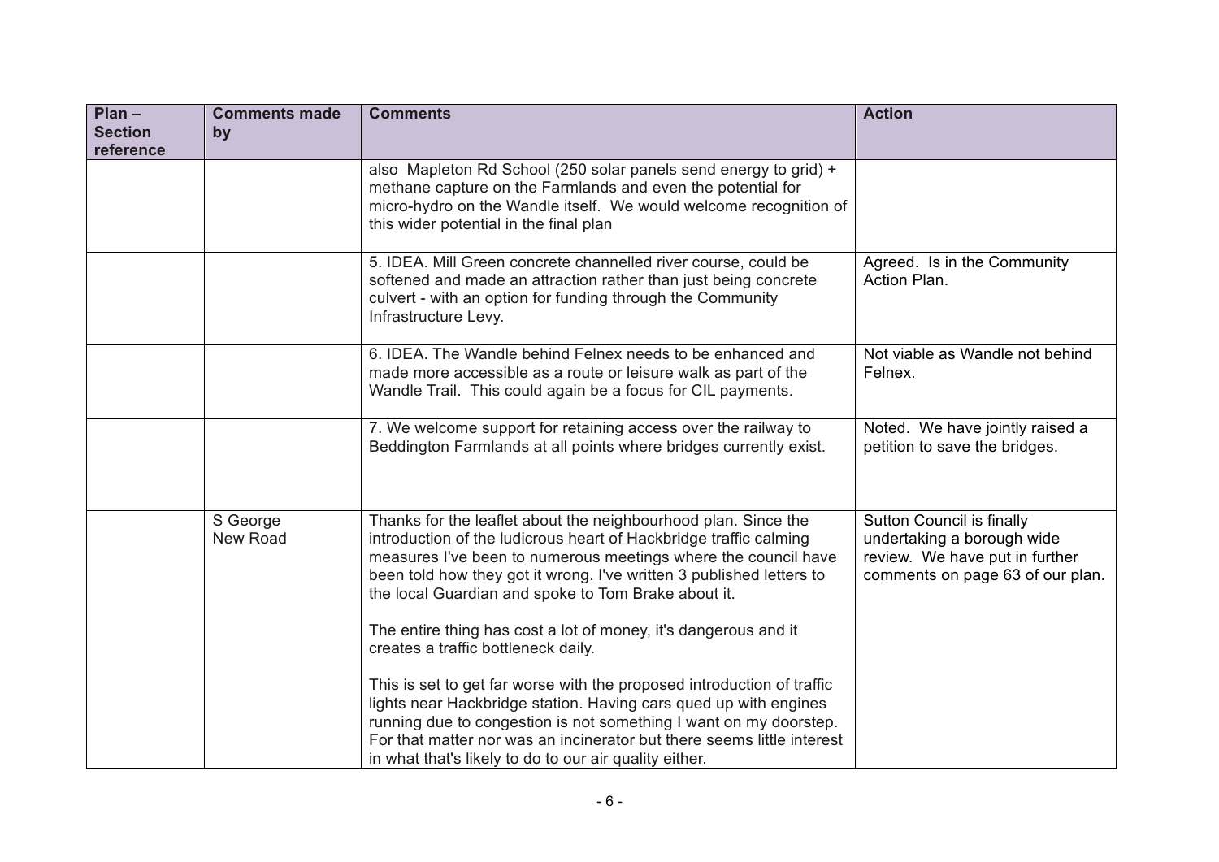| Plan – Section reference | Comments made by | Comments | Action |
|---|---|---|---|
| | | also Mapleton Rd School (250 solar panels send energy to grid) + methane capture on the Farmlands and even the potential for micro-hydro on the Wandle itself. We would welcome recognition of this wider potential in the final plan | |
| | | 5. IDEA. Mill Green concrete channelled river course, could be softened and made an attraction rather than just being concrete culvert - with an option for funding through the Community Infrastructure Levy. | Agreed. Is in the Community Action Plan. |
| | | 6. IDEA. The Wandle behind Felnex needs to be enhanced and made more accessible as a route or leisure walk as part of the Wandle Trail. This could again be a focus for CIL payments. | Not viable as Wandle not behind Felnex. |
| | | 7. We welcome support for retaining access over the railway to Beddington Farmlands at all points where bridges currently exist. | Noted. We have jointly raised a petition to save the bridges. |
| | S George<br>New Road | Thanks for the leaflet about the neighbourhood plan. Since the introduction of the ludicrous heart of Hackbridge traffic calming measures I've been to numerous meetings where the council have been told how they got it wrong. I've written 3 published letters to the local Guardian and spoke to Tom Brake about it.<br><br>The entire thing has cost a lot of money, it's dangerous and it creates a traffic bottleneck daily.<br><br>This is set to get far worse with the proposed introduction of traffic lights near Hackbridge station. Having cars qued up with engines running due to congestion is not something I want on my doorstep. For that matter nor was an incinerator but there seems little interest in what that's likely to do to our air quality either. | Sutton Council is finally undertaking a borough wide review. We have put in further comments on page 63 of our plan. |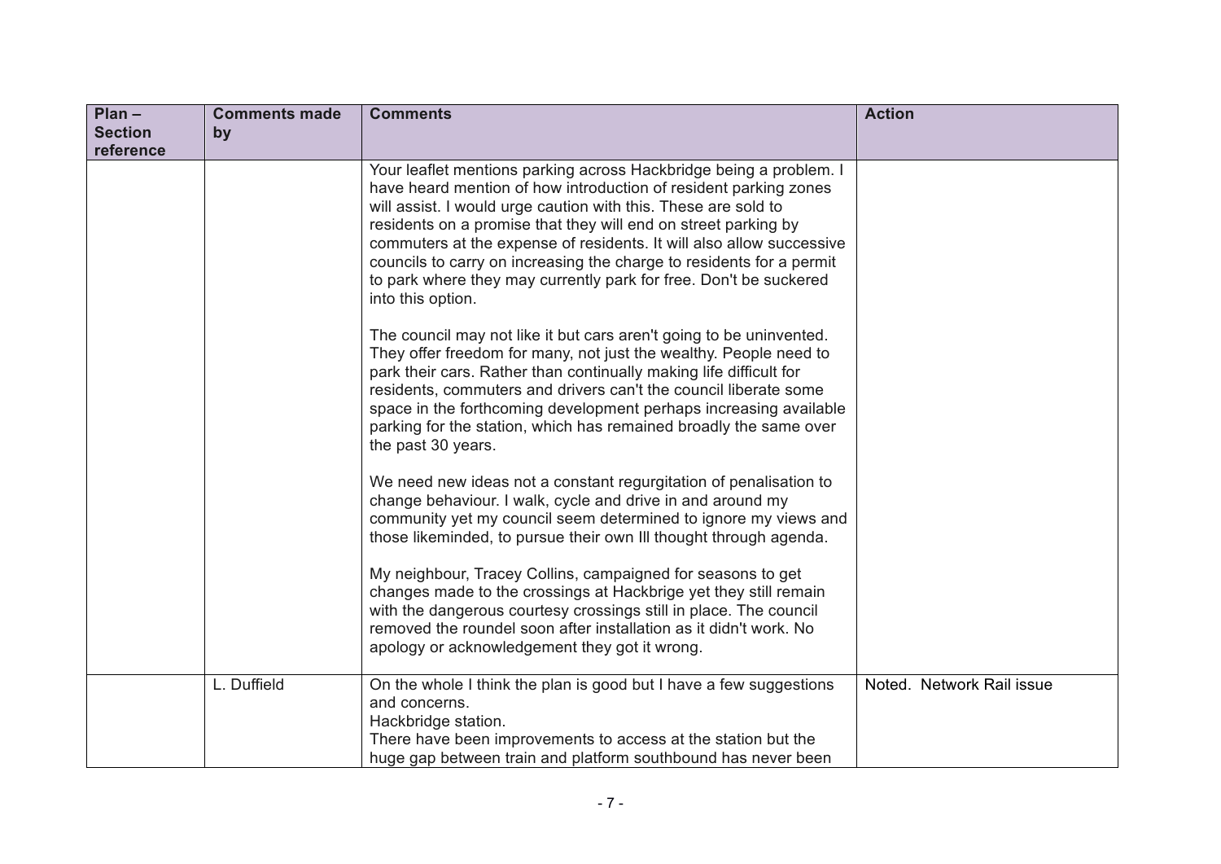| Plan – Section reference | Comments made by | Comments | Action |
|---|---|---|---|
| | | Your leaflet mentions parking across Hackbridge being a problem. I have heard mention of how introduction of resident parking zones will assist. I would urge caution with this. These are sold to residents on a promise that they will end on street parking by commuters at the expense of residents. It will also allow successive councils to carry on increasing the charge to residents for a permit to park where they may currently park for free. Don't be suckered into this option.<br><br>The council may not like it but cars aren't going to be uninvented. They offer freedom for many, not just the wealthy. People need to park their cars. Rather than continually making life difficult for residents, commuters and drivers can't the council liberate some space in the forthcoming development perhaps increasing available parking for the station, which has remained broadly the same over the past 30 years.<br><br>We need new ideas not a constant regurgitation of penalisation to change behaviour. I walk, cycle and drive in and around my community yet my council seem determined to ignore my views and those likeminded, to pursue their own Ill thought through agenda.<br><br>My neighbour, Tracey Collins, campaigned for seasons to get changes made to the crossings at Hackbrige yet they still remain with the dangerous courtesy crossings still in place. The council removed the roundel soon after installation as it didn't work. No apology or acknowledgement they got it wrong. | |
| | L. Duffield | On the whole I think the plan is good but I have a few suggestions and concerns.<br>Hackbridge station.<br>There have been improvements to access at the station but the huge gap between train and platform southbound has never been | Noted. Network Rail issue |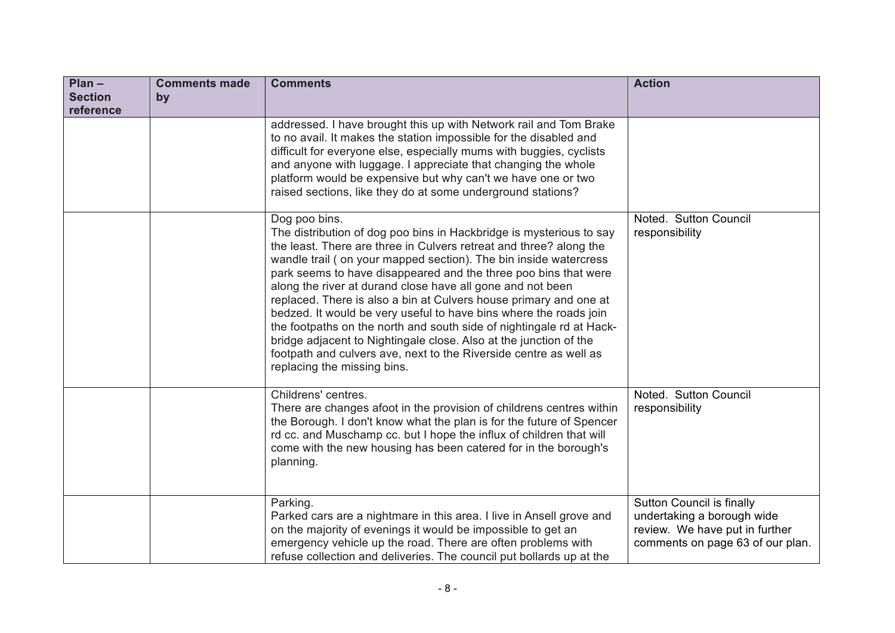| Plan – Section reference | Comments made by | Comments | Action |
|---|---|---|---|
| | | addressed. I have brought this up with Network rail and Tom Brake to no avail. It makes the station impossible for the disabled and difficult for everyone else, especially mums with buggies, cyclists and anyone with luggage. I appreciate that changing the whole platform would be expensive but why can't we have one or two raised sections, like they do at some underground stations? | |
| | | Dog poo bins.<br>The distribution of dog poo bins in Hackbridge is mysterious to say the least. There are three in Culvers retreat and three? along the wandle trail ( on your mapped section). The bin inside watercress park seems to have disappeared and the three poo bins that were along the river at durand close have all gone and not been replaced. There is also a bin at Culvers house primary and one at bedzed. It would be very useful to have bins where the roads join the footpaths on the north and south side of nightingale rd at Hackbridge adjacent to Nightingale close. Also at the junction of the footpath and culvers ave, next to the Riverside centre as well as replacing the missing bins. | Noted. Sutton Council responsibility |
| | | Childrens' centres.<br>There are changes afoot in the provision of childrens centres within the Borough. I don't know what the plan is for the future of Spencer rd cc. and Muschamp cc. but I hope the influx of children that will come with the new housing has been catered for in the borough's planning. | Noted. Sutton Council responsibility |
| | | Parking.<br>Parked cars are a nightmare in this area. I live in Ansell grove and on the majority of evenings it would be impossible to get an emergency vehicle up the road. There are often problems with refuse collection and deliveries. The council put bollards up at the | Sutton Council is finally undertaking a borough wide review. We have put in further comments on page 63 of our plan. |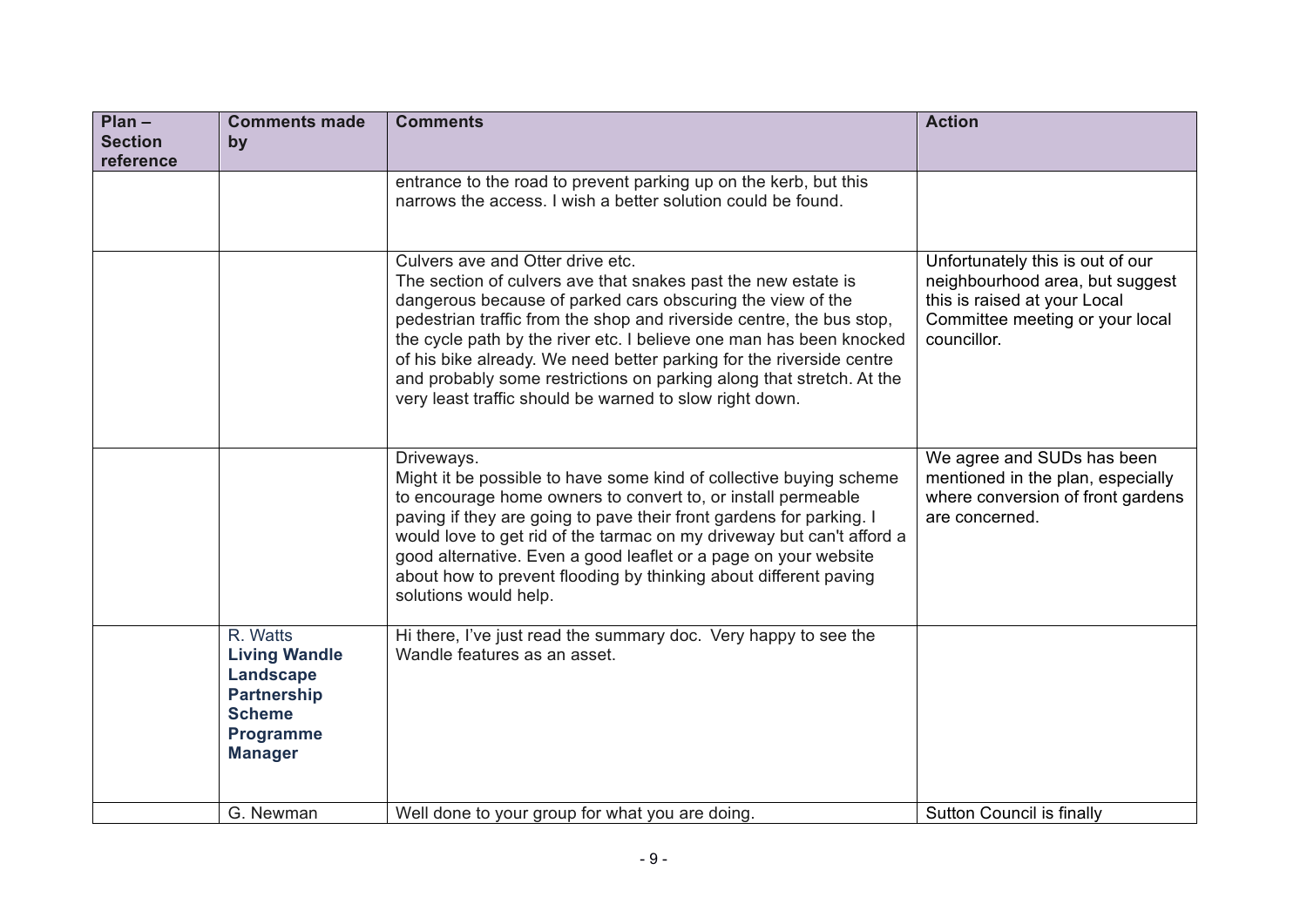| Plan – Section reference | Comments made by | Comments | Action |
|---|---|---|---|
| | | entrance to the road to prevent parking up on the kerb, but this narrows the access. I wish a better solution could be found. | |
| | | Culvers ave and Otter drive etc.<br>The section of culvers ave that snakes past the new estate is dangerous because of parked cars obscuring the view of the pedestrian traffic from the shop and riverside centre, the bus stop, the cycle path by the river etc. I believe one man has been knocked of his bike already. We need better parking for the riverside centre and probably some restrictions on parking along that stretch. At the very least traffic should be warned to slow right down. | Unfortunately this is out of our neighbourhood area, but suggest this is raised at your Local Committee meeting or your local councillor. |
| | | Driveways.<br>Might it be possible to have some kind of collective buying scheme to encourage home owners to convert to, or install permeable paving if they are going to pave their front gardens for parking. I would love to get rid of the tarmac on my driveway but can't afford a good alternative. Even a good leaflet or a page on your website about how to prevent flooding by thinking about different paving solutions would help. | We agree and SUDs has been mentioned in the plan, especially where conversion of front gardens are concerned. |
| | R. Watts<br>**Living Wandle Landscape Partnership Scheme Programme Manager** | Hi there, I've just read the summary doc. Very happy to see the Wandle features as an asset. | |
| | G. Newman | Well done to your group for what you are doing. | Sutton Council is finally |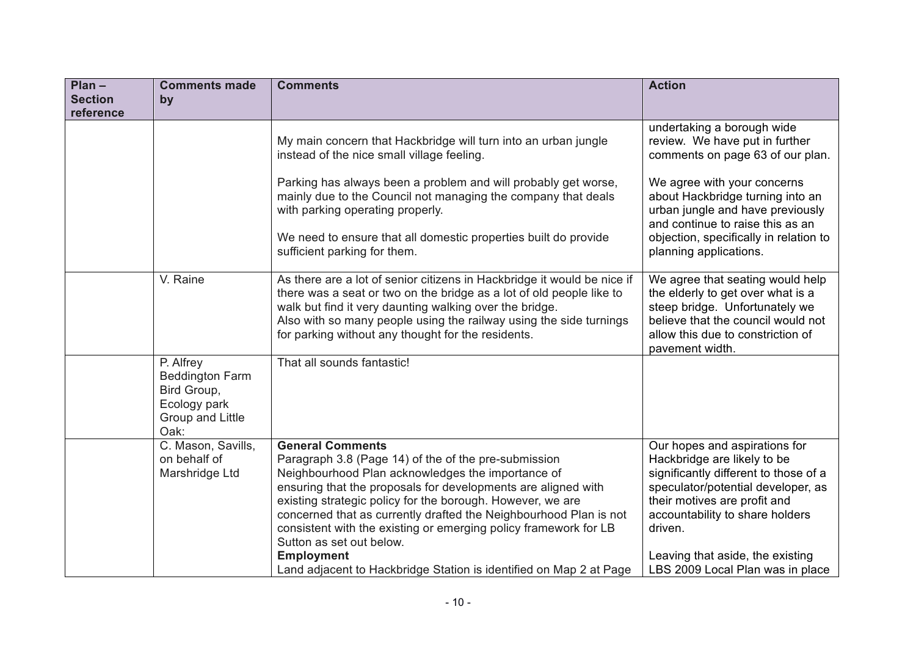| Plan – Section reference | Comments made by | Comments | Action |
|---|---|---|---|
| | | My main concern that Hackbridge will turn into an urban jungle instead of the nice small village feeling.<br><br>Parking has always been a problem and will probably get worse, mainly due to the Council not managing the company that deals with parking operating properly.<br><br>We need to ensure that all domestic properties built do provide sufficient parking for them. | undertaking a borough wide review. We have put in further comments on page 63 of our plan.<br><br>We agree with your concerns about Hackbridge turning into an urban jungle and have previously and continue to raise this as an objection, specifically in relation to planning applications. |
| | V. Raine | As there are a lot of senior citizens in Hackbridge it would be nice if there was a seat or two on the bridge as a lot of old people like to walk but find it very daunting walking over the bridge.<br>Also with so many people using the railway using the side turnings for parking without any thought for the residents. | We agree that seating would help the elderly to get over what is a steep bridge. Unfortunately we believe that the council would not allow this due to constriction of pavement width. |
| | P. Alfrey Beddington Farm Bird Group, Ecology park Group and Little Oak: | That all sounds fantastic! | |
| | C. Mason, Savills, on behalf of Marshridge Ltd | **General Comments**<br>Paragraph 3.8 (Page 14) of the of the pre-submission Neighbourhood Plan acknowledges the importance of ensuring that the proposals for developments are aligned with existing strategic policy for the borough. However, we are concerned that as currently drafted the Neighbourhood Plan is not consistent with the existing or emerging policy framework for LB Sutton as set out below.<br>**Employment**<br>Land adjacent to Hackbridge Station is identified on Map 2 at Page | Our hopes and aspirations for Hackbridge are likely to be significantly different to those of a speculator/potential developer, as their motives are profit and accountability to share holders driven.<br><br>Leaving that aside, the existing LBS 2009 Local Plan was in place |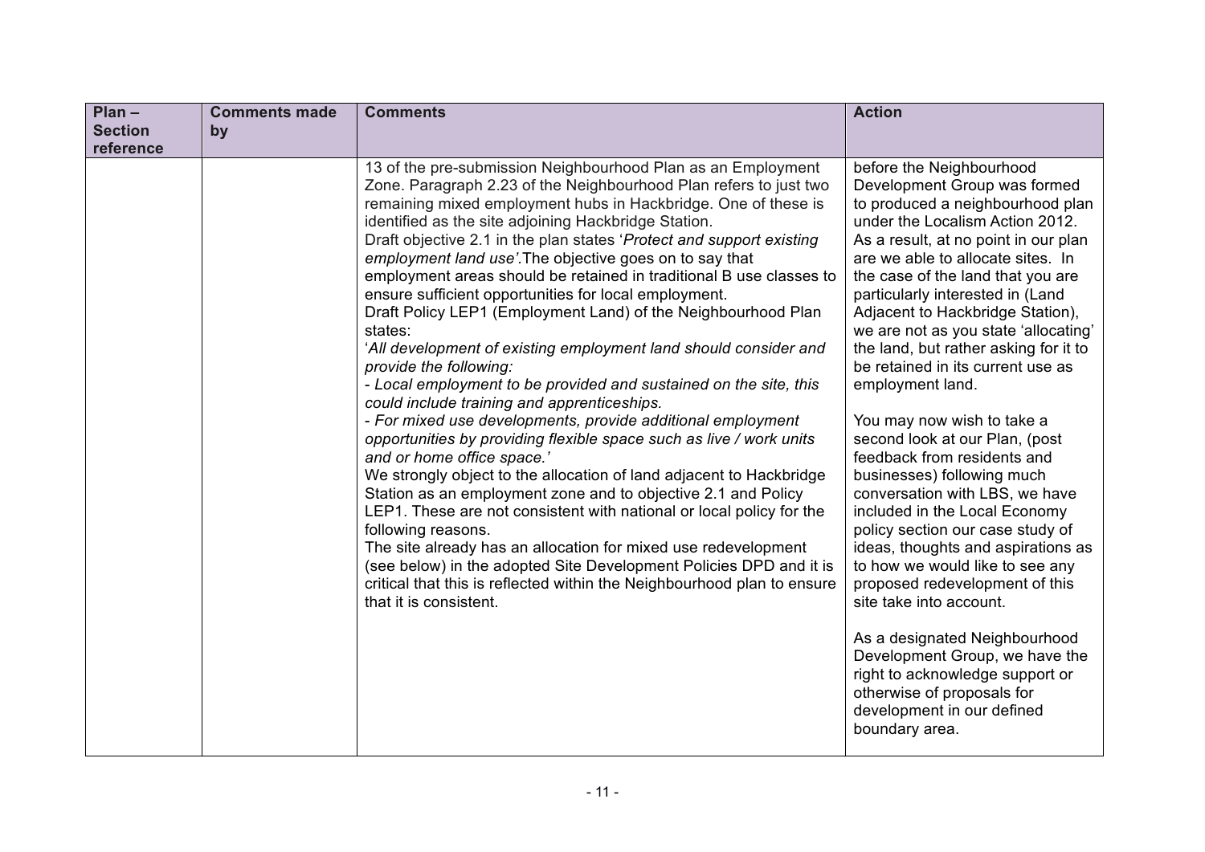| Plan – Section reference | Comments made by | Comments | Action |
|---|---|---|---|
| | | 13 of the pre-submission Neighbourhood Plan as an Employment Zone. Paragraph 2.23 of the Neighbourhood Plan refers to just two remaining mixed employment hubs in Hackbridge. One of these is identified as the site adjoining Hackbridge Station.<br>Draft objective 2.1 in the plan states '*Protect and support existing employment land use'*.The objective goes on to say that employment areas should be retained in traditional B use classes to ensure sufficient opportunities for local employment.<br>Draft Policy LEP1 (Employment Land) of the Neighbourhood Plan states:<br>'*All development of existing employment land should consider and provide the following:*<br>*- Local employment to be provided and sustained on the site, this could include training and apprenticeships.*<br>*- For mixed use developments, provide additional employment opportunities by providing flexible space such as live / work units and or home office space.'*<br>We strongly object to the allocation of land adjacent to Hackbridge Station as an employment zone and to objective 2.1 and Policy LEP1. These are not consistent with national or local policy for the following reasons.<br>The site already has an allocation for mixed use redevelopment (see below) in the adopted Site Development Policies DPD and it is critical that this is reflected within the Neighbourhood plan to ensure that it is consistent. | before the Neighbourhood Development Group was formed to produced a neighbourhood plan under the Localism Action 2012. As a result, at no point in our plan are we able to allocate sites. In the case of the land that you are particularly interested in (Land Adjacent to Hackbridge Station), we are not as you state 'allocating' the land, but rather asking for it to be retained in its current use as employment land.<br><br>You may now wish to take a second look at our Plan, (post feedback from residents and businesses) following much conversation with LBS, we have included in the Local Economy policy section our case study of ideas, thoughts and aspirations as to how we would like to see any proposed redevelopment of this site take into account.<br><br>As a designated Neighbourhood Development Group, we have the right to acknowledge support or otherwise of proposals for development in our defined boundary area. |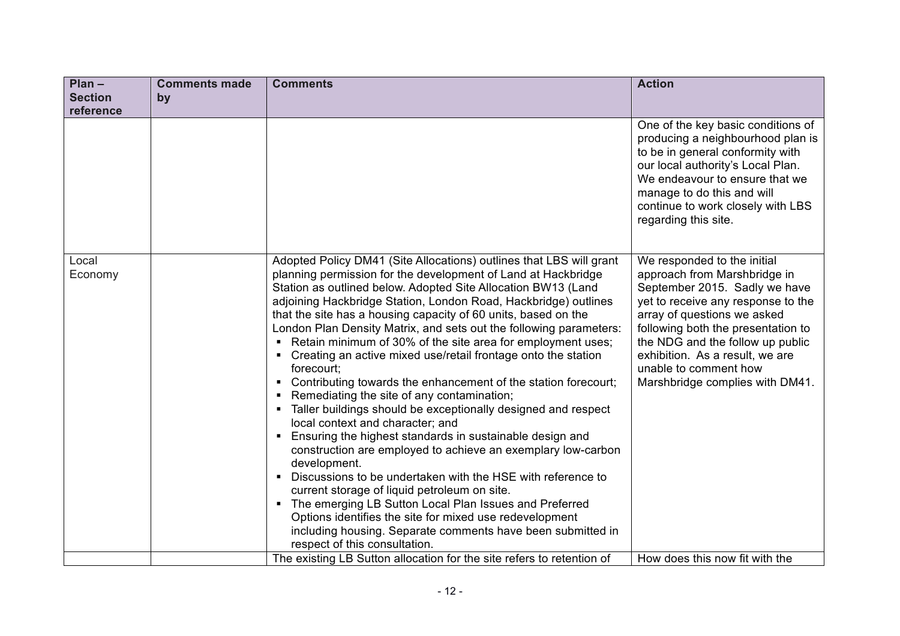| Plan – Section reference | Comments made by | Comments | Action |
|---|---|---|---|
| | | | One of the key basic conditions of producing a neighbourhood plan is to be in general conformity with our local authority's Local Plan. We endeavour to ensure that we manage to do this and will continue to work closely with LBS regarding this site. |
| Local Economy | | Adopted Policy DM41 (Site Allocations) outlines that LBS will grant planning permission for the development of Land at Hackbridge Station as outlined below. Adopted Site Allocation BW13 (Land adjoining Hackbridge Station, London Road, Hackbridge) outlines that the site has a housing capacity of 60 units, based on the London Plan Density Matrix, and sets out the following parameters:<br>▪ Retain minimum of 30% of the site area for employment uses;<br>▪ Creating an active mixed use/retail frontage onto the station forecourt;<br>▪ Contributing towards the enhancement of the station forecourt;<br>▪ Remediating the site of any contamination;<br>▪ Taller buildings should be exceptionally designed and respect local context and character; and<br>▪ Ensuring the highest standards in sustainable design and construction are employed to achieve an exemplary low-carbon development.<br>▪ Discussions to be undertaken with the HSE with reference to current storage of liquid petroleum on site.<br>▪ The emerging LB Sutton Local Plan Issues and Preferred Options identifies the site for mixed use redevelopment including housing. Separate comments have been submitted in respect of this consultation. | We responded to the initial approach from Marshbridge in September 2015. Sadly we have yet to receive any response to the array of questions we asked following both the presentation to the NDG and the follow up public exhibition. As a result, we are unable to comment how Marshbridge complies with DM41. |
| | | The existing LB Sutton allocation for the site refers to retention of | How does this now fit with the |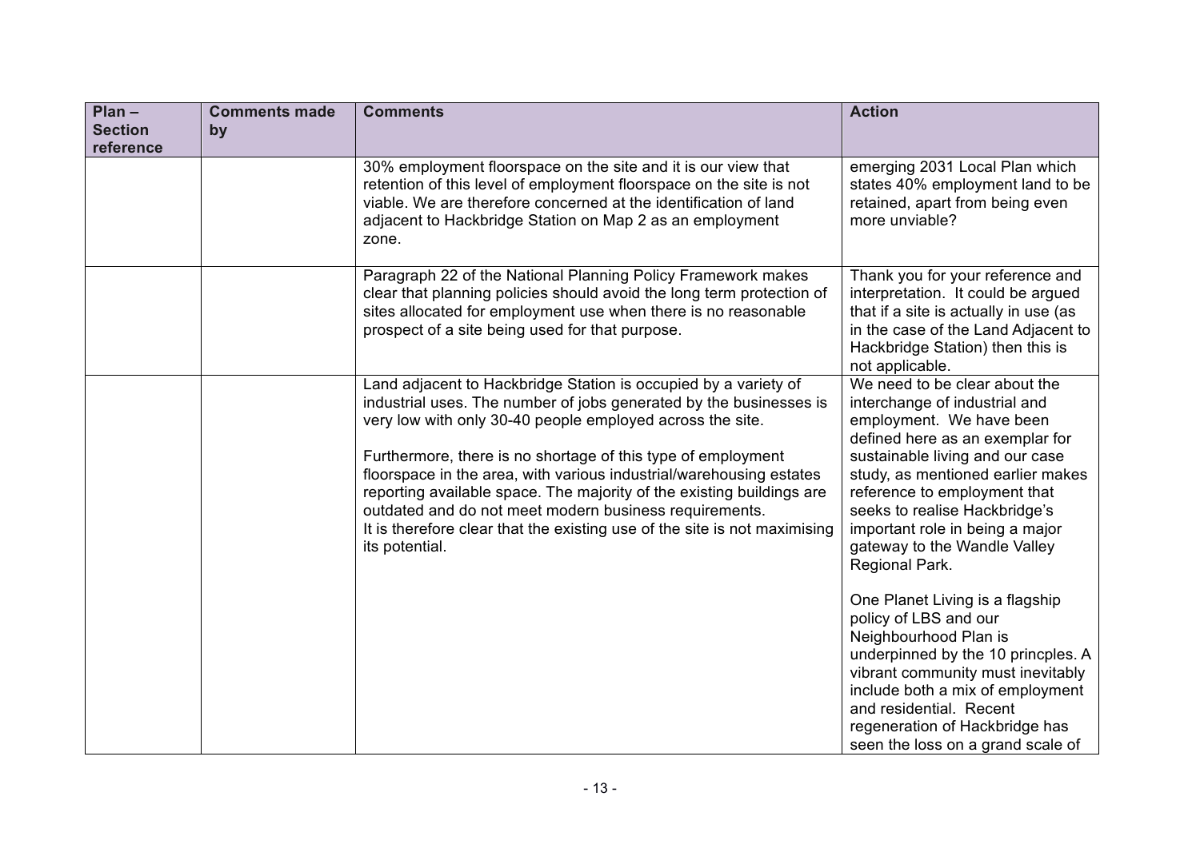| Plan – Section reference | Comments made by | Comments | Action |
| --- | --- | --- | --- |
| | | 30% employment floorspace on the site and it is our view that retention of this level of employment floorspace on the site is not viable. We are therefore concerned at the identification of land adjacent to Hackbridge Station on Map 2 as an employment zone. | emerging 2031 Local Plan which states 40% employment land to be retained, apart from being even more unviable? |
| | | Paragraph 22 of the National Planning Policy Framework makes clear that planning policies should avoid the long term protection of sites allocated for employment use when there is no reasonable prospect of a site being used for that purpose. | Thank you for your reference and interpretation. It could be argued that if a site is actually in use (as in the case of the Land Adjacent to Hackbridge Station) then this is not applicable. |
| | | Land adjacent to Hackbridge Station is occupied by a variety of industrial uses. The number of jobs generated by the businesses is very low with only 30-40 people employed across the site.<br><br>Furthermore, there is no shortage of this type of employment floorspace in the area, with various industrial/warehousing estates reporting available space. The majority of the existing buildings are outdated and do not meet modern business requirements. It is therefore clear that the existing use of the site is not maximising its potential. | We need to be clear about the interchange of industrial and employment. We have been defined here as an exemplar for sustainable living and our case study, as mentioned earlier makes reference to employment that seeks to realise Hackbridge's important role in being a major gateway to the Wandle Valley Regional Park.<br><br>One Planet Living is a flagship policy of LBS and our Neighbourhood Plan is underpinned by the 10 princples. A vibrant community must inevitably include both a mix of employment and residential. Recent regeneration of Hackbridge has seen the loss on a grand scale of |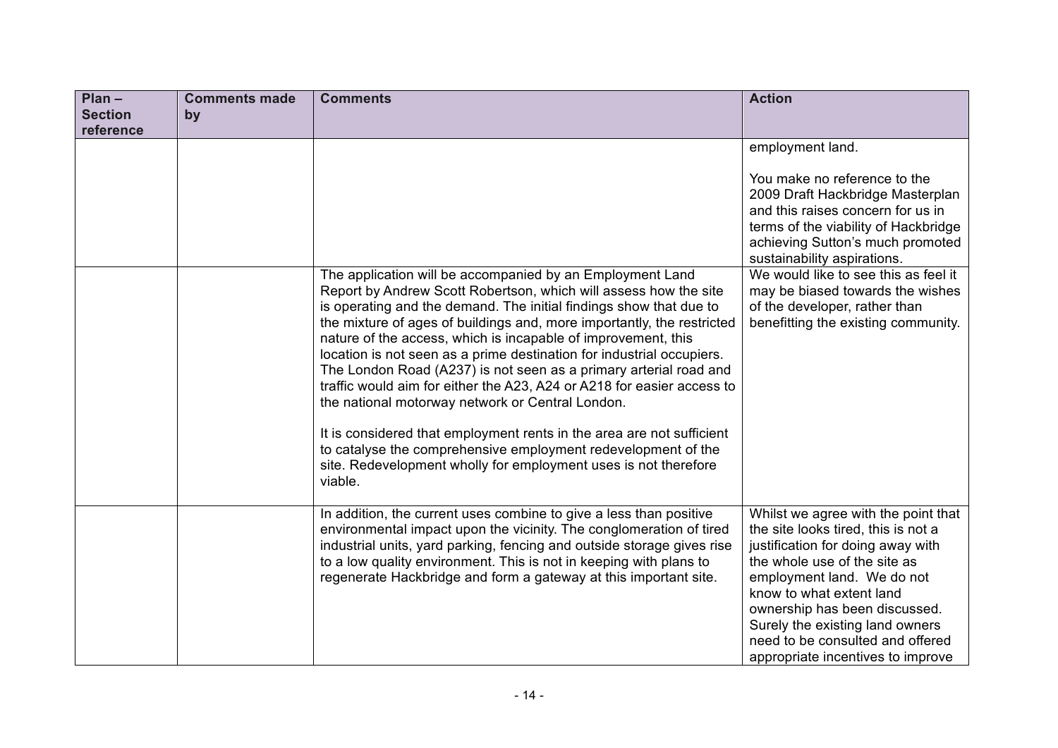| Plan – Section reference | Comments made by | Comments | Action |
|---|---|---|---|
| | | | employment land.<br><br>You make no reference to the 2009 Draft Hackbridge Masterplan and this raises concern for us in terms of the viability of Hackbridge achieving Sutton's much promoted sustainability aspirations. |
| | | The application will be accompanied by an Employment Land Report by Andrew Scott Robertson, which will assess how the site is operating and the demand. The initial findings show that due to the mixture of ages of buildings and, more importantly, the restricted nature of the access, which is incapable of improvement, this location is not seen as a prime destination for industrial occupiers. The London Road (A237) is not seen as a primary arterial road and traffic would aim for either the A23, A24 or A218 for easier access to the national motorway network or Central London.<br><br>It is considered that employment rents in the area are not sufficient to catalyse the comprehensive employment redevelopment of the site. Redevelopment wholly for employment uses is not therefore viable. | We would like to see this as feel it may be biased towards the wishes of the developer, rather than benefitting the existing community. |
| | | In addition, the current uses combine to give a less than positive environmental impact upon the vicinity. The conglomeration of tired industrial units, yard parking, fencing and outside storage gives rise to a low quality environment. This is not in keeping with plans to regenerate Hackbridge and form a gateway at this important site. | Whilst we agree with the point that the site looks tired, this is not a justification for doing away with the whole use of the site as employment land. We do not know to what extent land ownership has been discussed. Surely the existing land owners need to be consulted and offered appropriate incentives to improve |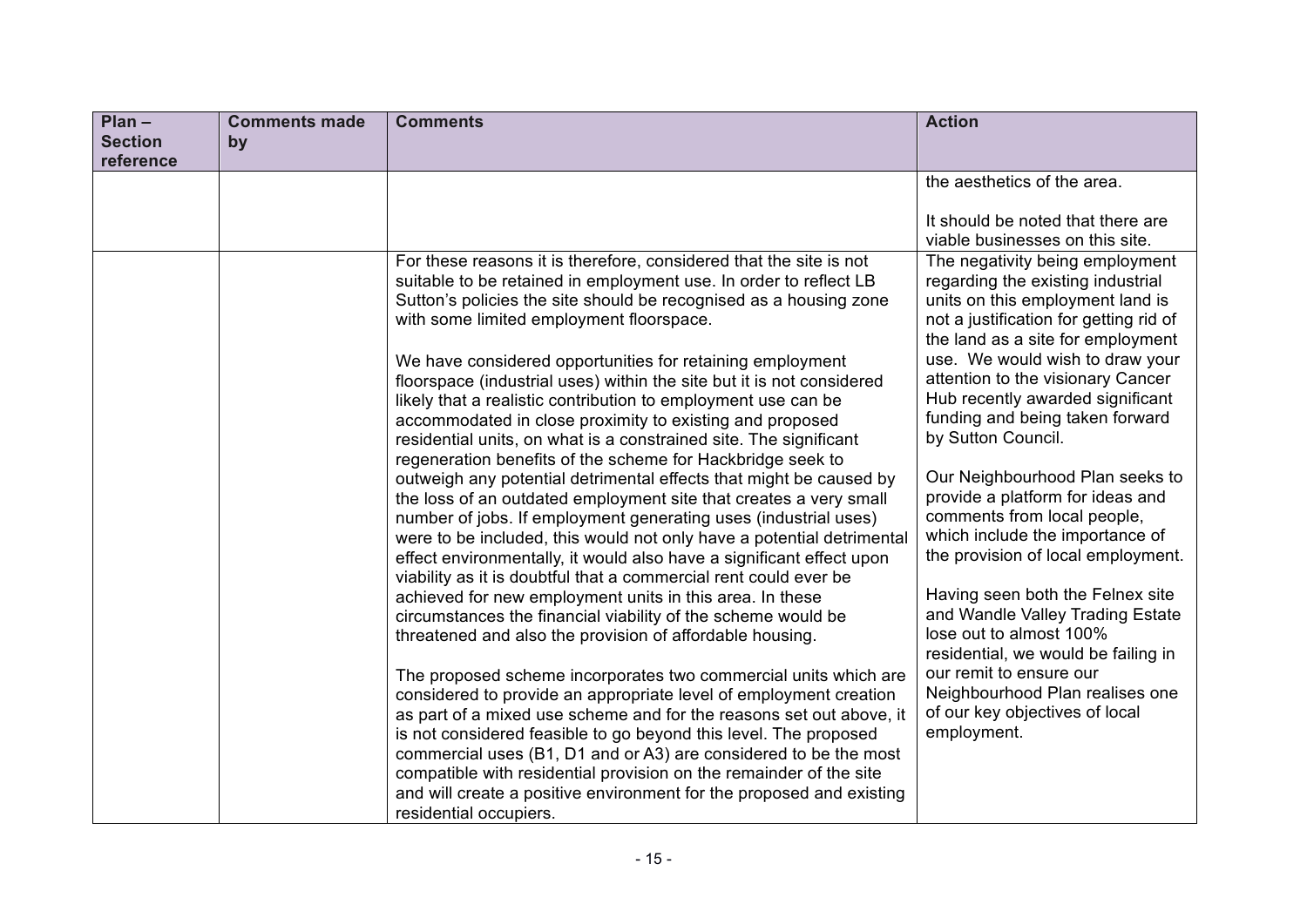| Plan – Section reference | Comments made by | Comments | Action |
| --- | --- | --- | --- |
| | | | the aesthetics of the area.<br><br>It should be noted that there are viable businesses on this site. |
| | | For these reasons it is therefore, considered that the site is not suitable to be retained in employment use. In order to reflect LB Sutton's policies the site should be recognised as a housing zone with some limited employment floorspace.<br><br>We have considered opportunities for retaining employment floorspace (industrial uses) within the site but it is not considered likely that a realistic contribution to employment use can be accommodated in close proximity to existing and proposed residential units, on what is a constrained site. The significant regeneration benefits of the scheme for Hackbridge seek to outweigh any potential detrimental effects that might be caused by the loss of an outdated employment site that creates a very small number of jobs. If employment generating uses (industrial uses) were to be included, this would not only have a potential detrimental effect environmentally, it would also have a significant effect upon viability as it is doubtful that a commercial rent could ever be achieved for new employment units in this area. In these circumstances the financial viability of the scheme would be threatened and also the provision of affordable housing.<br><br>The proposed scheme incorporates two commercial units which are considered to provide an appropriate level of employment creation as part of a mixed use scheme and for the reasons set out above, it is not considered feasible to go beyond this level. The proposed commercial uses (B1, D1 and or A3) are considered to be the most compatible with residential provision on the remainder of the site and will create a positive environment for the proposed and existing residential occupiers. | The negativity being employment regarding the existing industrial units on this employment land is not a justification for getting rid of the land as a site for employment use. We would wish to draw your attention to the visionary Cancer Hub recently awarded significant funding and being taken forward by Sutton Council.<br><br>Our Neighbourhood Plan seeks to provide a platform for ideas and comments from local people, which include the importance of the provision of local employment.<br><br>Having seen both the Felnex site and Wandle Valley Trading Estate lose out to almost 100% residential, we would be failing in our remit to ensure our Neighbourhood Plan realises one of our key objectives of local employment. |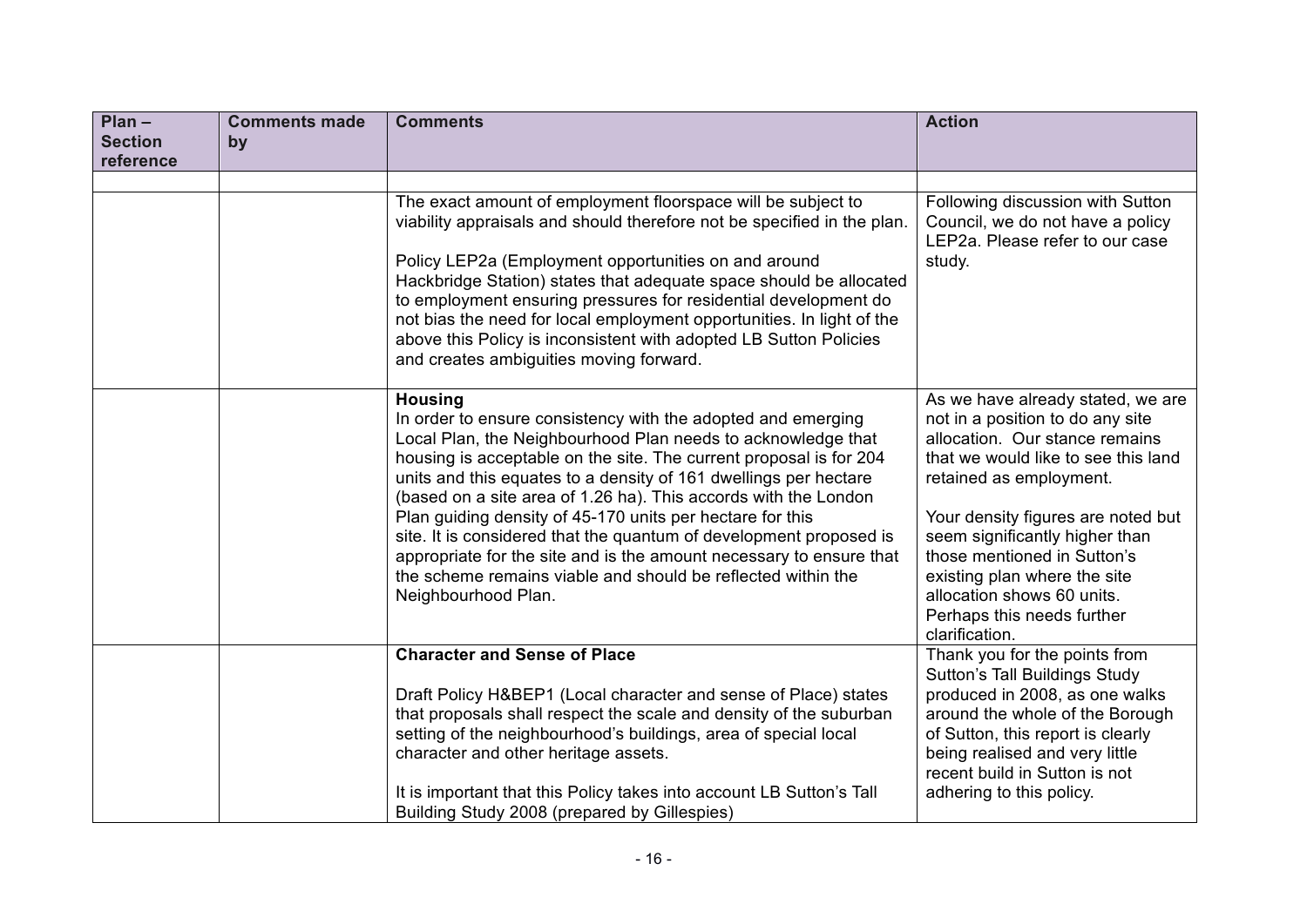| Plan – Section reference | Comments made by | Comments | Action |
|---|---|---|---|
| | | | |
| | | The exact amount of employment floorspace will be subject to viability appraisals and should therefore not be specified in the plan.<br><br>Policy LEP2a (Employment opportunities on and around Hackbridge Station) states that adequate space should be allocated to employment ensuring pressures for residential development do not bias the need for local employment opportunities. In light of the above this Policy is inconsistent with adopted LB Sutton Policies and creates ambiguities moving forward. | Following discussion with Sutton Council, we do not have a policy LEP2a. Please refer to our case study. |
| | | **Housing**<br>In order to ensure consistency with the adopted and emerging Local Plan, the Neighbourhood Plan needs to acknowledge that housing is acceptable on the site. The current proposal is for 204 units and this equates to a density of 161 dwellings per hectare (based on a site area of 1.26 ha). This accords with the London Plan guiding density of 45-170 units per hectare for this site. It is considered that the quantum of development proposed is appropriate for the site and is the amount necessary to ensure that the scheme remains viable and should be reflected within the Neighbourhood Plan. | As we have already stated, we are not in a position to do any site allocation. Our stance remains that we would like to see this land retained as employment.<br><br>Your density figures are noted but seem significantly higher than those mentioned in Sutton's existing plan where the site allocation shows 60 units. Perhaps this needs further clarification. |
| | | **Character and Sense of Place**<br><br>Draft Policy H&BEP1 (Local character and sense of Place) states that proposals shall respect the scale and density of the suburban setting of the neighbourhood's buildings, area of special local character and other heritage assets.<br><br>It is important that this Policy takes into account LB Sutton's Tall Building Study 2008 (prepared by Gillespies) | Thank you for the points from Sutton's Tall Buildings Study produced in 2008, as one walks around the whole of the Borough of Sutton, this report is clearly being realised and very little recent build in Sutton is not adhering to this policy. |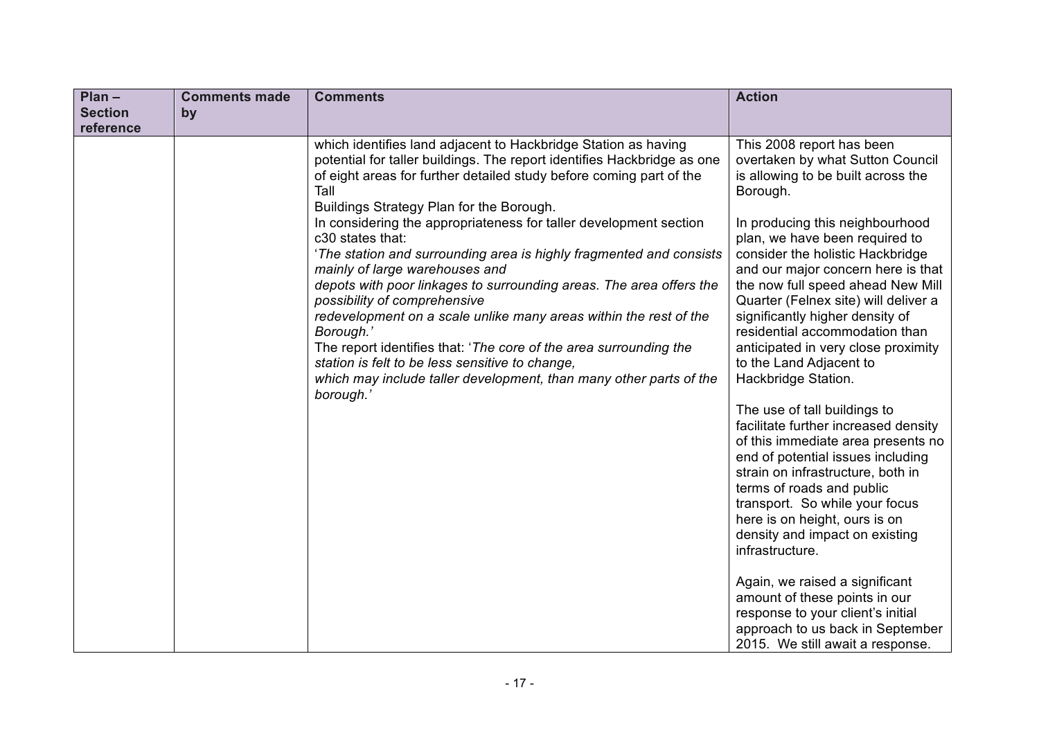| Plan – Section reference | Comments made by | Comments | Action |
|---|---|---|---|
| | | which identifies land adjacent to Hackbridge Station as having potential for taller buildings. The report identifies Hackbridge as one of eight areas for further detailed study before coming part of the Tall Buildings Strategy Plan for the Borough.<br>In considering the appropriateness for taller development section c30 states that:<br>'*The station and surrounding area is highly fragmented and consists mainly of large warehouses and depots with poor linkages to surrounding areas. The area offers the possibility of comprehensive redevelopment on a scale unlike many areas within the rest of the Borough.*'<br>The report identifies that: '*The core of the area surrounding the station is felt to be less sensitive to change, which may include taller development, than many other parts of the borough.*' | This 2008 report has been overtaken by what Sutton Council is allowing to be built across the Borough.<br><br>In producing this neighbourhood plan, we have been required to consider the holistic Hackbridge and our major concern here is that the now full speed ahead New Mill Quarter (Felnex site) will deliver a significantly higher density of residential accommodation than anticipated in very close proximity to the Land Adjacent to Hackbridge Station.<br><br>The use of tall buildings to facilitate further increased density of this immediate area presents no end of potential issues including strain on infrastructure, both in terms of roads and public transport. So while your focus here is on height, ours is on density and impact on existing infrastructure.<br><br>Again, we raised a significant amount of these points in our response to your client's initial approach to us back in September 2015. We still await a response. |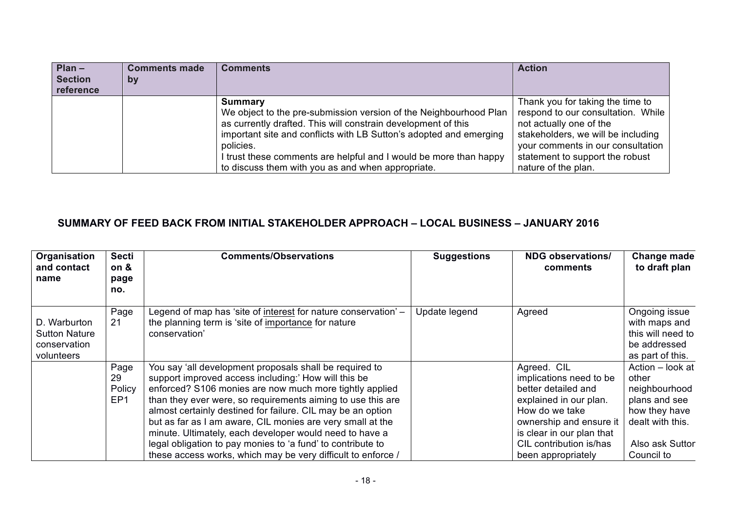| Plan – Section reference | Comments made by | Comments | Action |
|---|---|---|---|
| | | **Summary**<br>We object to the pre-submission version of the Neighbourhood Plan as currently drafted. This will constrain development of this important site and conflicts with LB Sutton's adopted and emerging policies.<br>I trust these comments are helpful and I would be more than happy to discuss them with you as and when appropriate. | Thank you for taking the time to respond to our consultation. While not actually one of the stakeholders, we will be including your comments in our consultation statement to support the robust nature of the plan. |

## SUMMARY OF FEED BACK FROM INITIAL STAKEHOLDER APPROACH – LOCAL BUSINESS – JANUARY 2016

| Organisation and contact name | Section & page no. | Comments/Observations | Suggestions | NDG observations/ comments | Change made to draft plan |
|---|---|---|---|---|---|
| D. Warburton Sutton Nature conservation volunteers | Page 21 | Legend of map has 'site of interest for nature conservation' – the planning term is 'site of importance for nature conservation' | Update legend | Agreed | Ongoing issue with maps and this will need to be addressed as part of this. |
| | Page 29 Policy EP1 | You say 'all development proposals shall be required to support improved access including:' How will this be enforced? S106 monies are now much more tightly applied than they ever were, so requirements aiming to use this are almost certainly destined for failure. CIL may be an option but as far as I am aware, CIL monies are very small at the minute. Ultimately, each developer would need to have a legal obligation to pay monies to 'a fund' to contribute to these access works, which may be very difficult to enforce / | | Agreed. CIL implications need to be better detailed and explained in our plan. How do we take ownership and ensure it is clear in our plan that CIL contribution is/has been appropriately | Action – look at other neighbourhood plans and see how they have dealt with this.<br><br>Also ask Sutton Council to |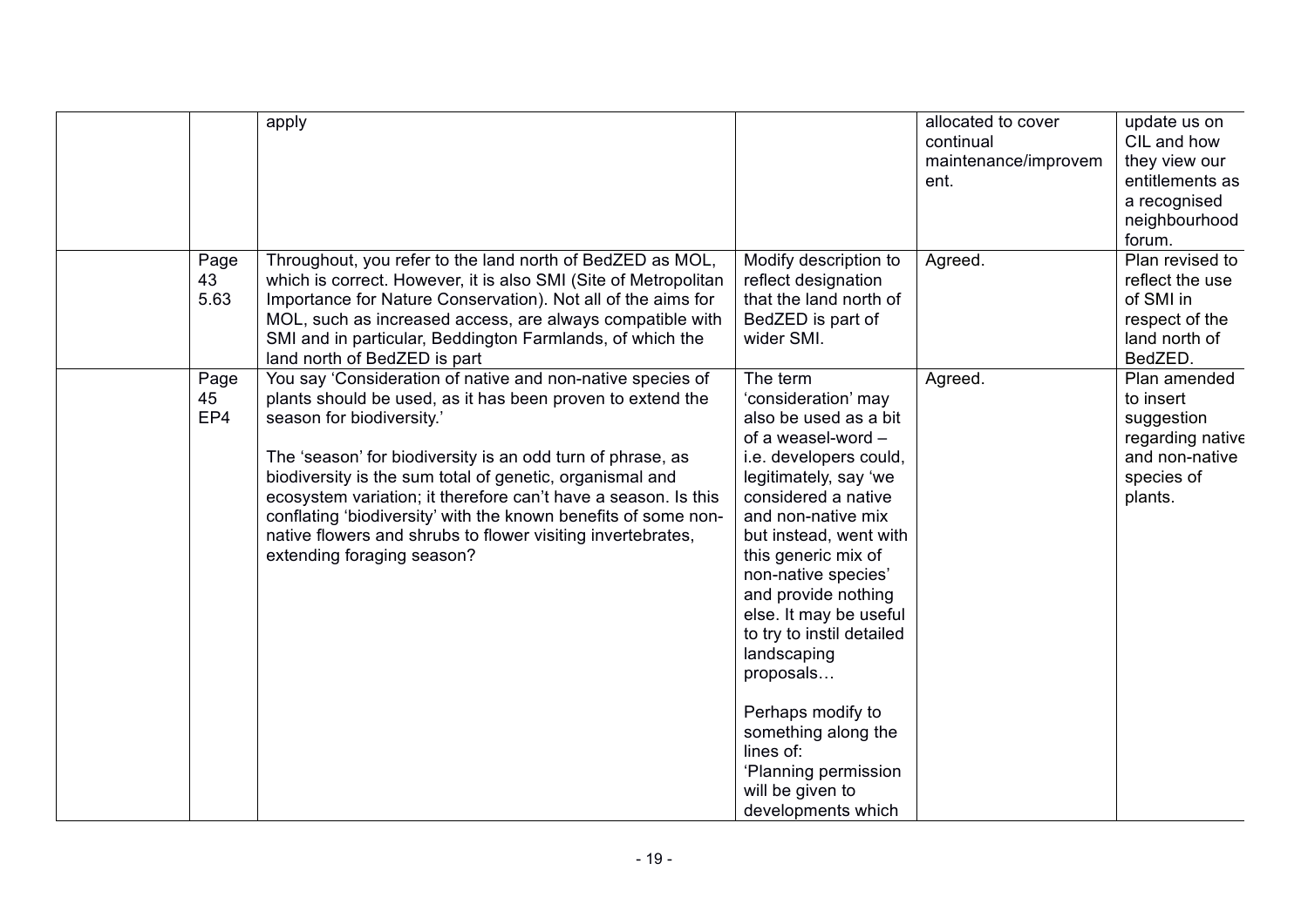| | | | | | |
|---|---|---|---|---|---|
| | | apply | | allocated to cover continual maintenance/improvement. | update us on CIL and how they view our entitlements as a recognised neighbourhood forum. |
| | Page 43 5.63 | Throughout, you refer to the land north of BedZED as MOL, which is correct. However, it is also SMI (Site of Metropolitan Importance for Nature Conservation). Not all of the aims for MOL, such as increased access, are always compatible with SMI and in particular, Beddington Farmlands, of which the land north of BedZED is part | Modify description to reflect designation that the land north of BedZED is part of wider SMI. | Agreed. | Plan revised to reflect the use of SMI in respect of the land north of BedZED. |
| | Page 45 EP4 | You say 'Consideration of native and non-native species of plants should be used, as it has been proven to extend the season for biodiversity.'<br><br>The 'season' for biodiversity is an odd turn of phrase, as biodiversity is the sum total of genetic, organismal and ecosystem variation; it therefore can't have a season. Is this conflating 'biodiversity' with the known benefits of some non-native flowers and shrubs to flower visiting invertebrates, extending foraging season? | The term 'consideration' may also be used as a bit of a weasel-word – i.e. developers could, legitimately, say 'we considered a native and non-native mix but instead, went with this generic mix of non-native species' and provide nothing else. It may be useful to try to instil detailed landscaping proposals…<br><br>Perhaps modify to something along the lines of:<br>'Planning permission will be given to developments which | Agreed. | Plan amended to insert suggestion regarding native and non-native species of plants. |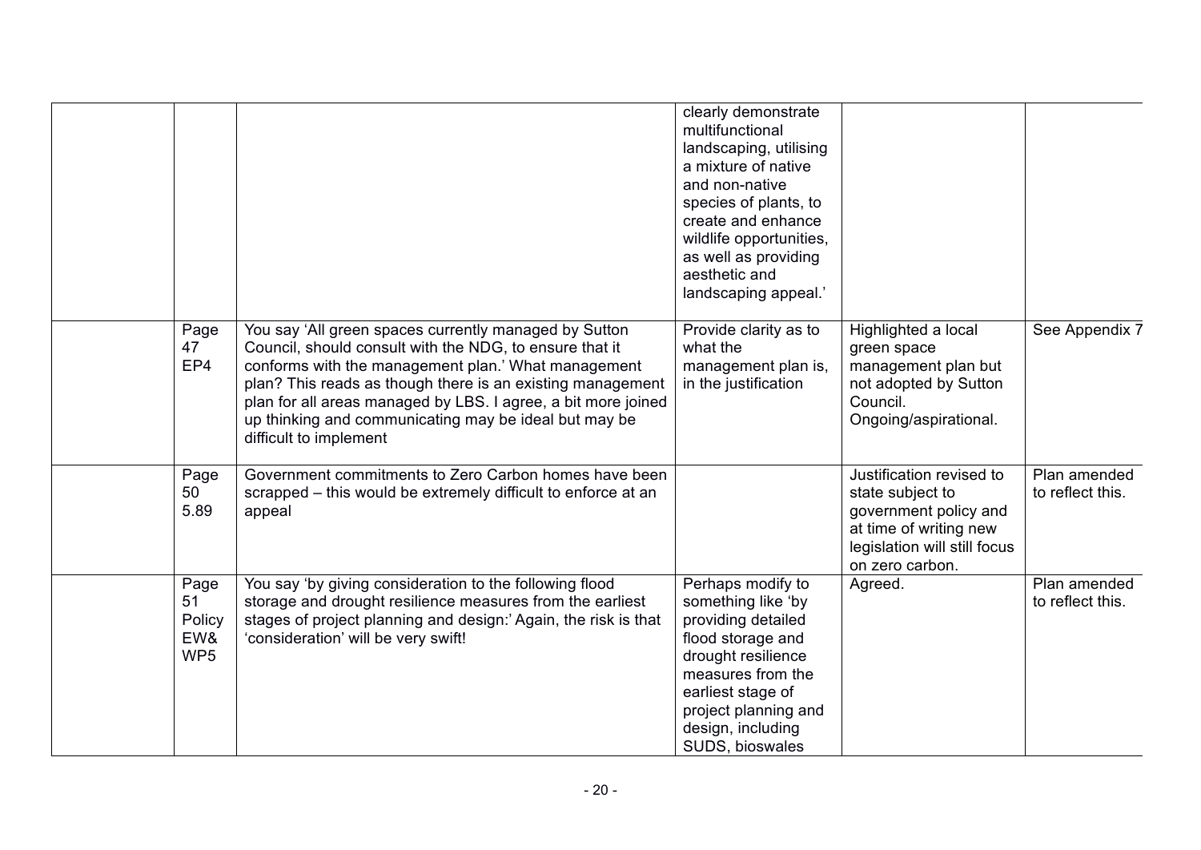|  |  |  | clearly demonstrate multifunctional landscaping, utilising a mixture of native and non-native species of plants, to create and enhance wildlife opportunities, as well as providing aesthetic and landscaping appeal.' |  |  |
|---|---|---|---|---|---|
|  | Page 47 EP4 | You say 'All green spaces currently managed by Sutton Council, should consult with the NDG, to ensure that it conforms with the management plan.' What management plan? This reads as though there is an existing management plan for all areas managed by LBS. I agree, a bit more joined up thinking and communicating may be ideal but may be difficult to implement | Provide clarity as to what the management plan is, in the justification | Highlighted a local green space management plan but not adopted by Sutton Council. Ongoing/aspirational. | See Appendix 7 |
|  | Page 50 5.89 | Government commitments to Zero Carbon homes have been scrapped – this would be extremely difficult to enforce at an appeal |  | Justification revised to state subject to government policy and at time of writing new legislation will still focus on zero carbon. | Plan amended to reflect this. |
|  | Page 51 Policy EW& WP5 | You say 'by giving consideration to the following flood storage and drought resilience measures from the earliest stages of project planning and design:' Again, the risk is that 'consideration' will be very swift! | Perhaps modify to something like 'by providing detailed flood storage and drought resilience measures from the earliest stage of project planning and design, including SUDS, bioswales | Agreed. | Plan amended to reflect this. |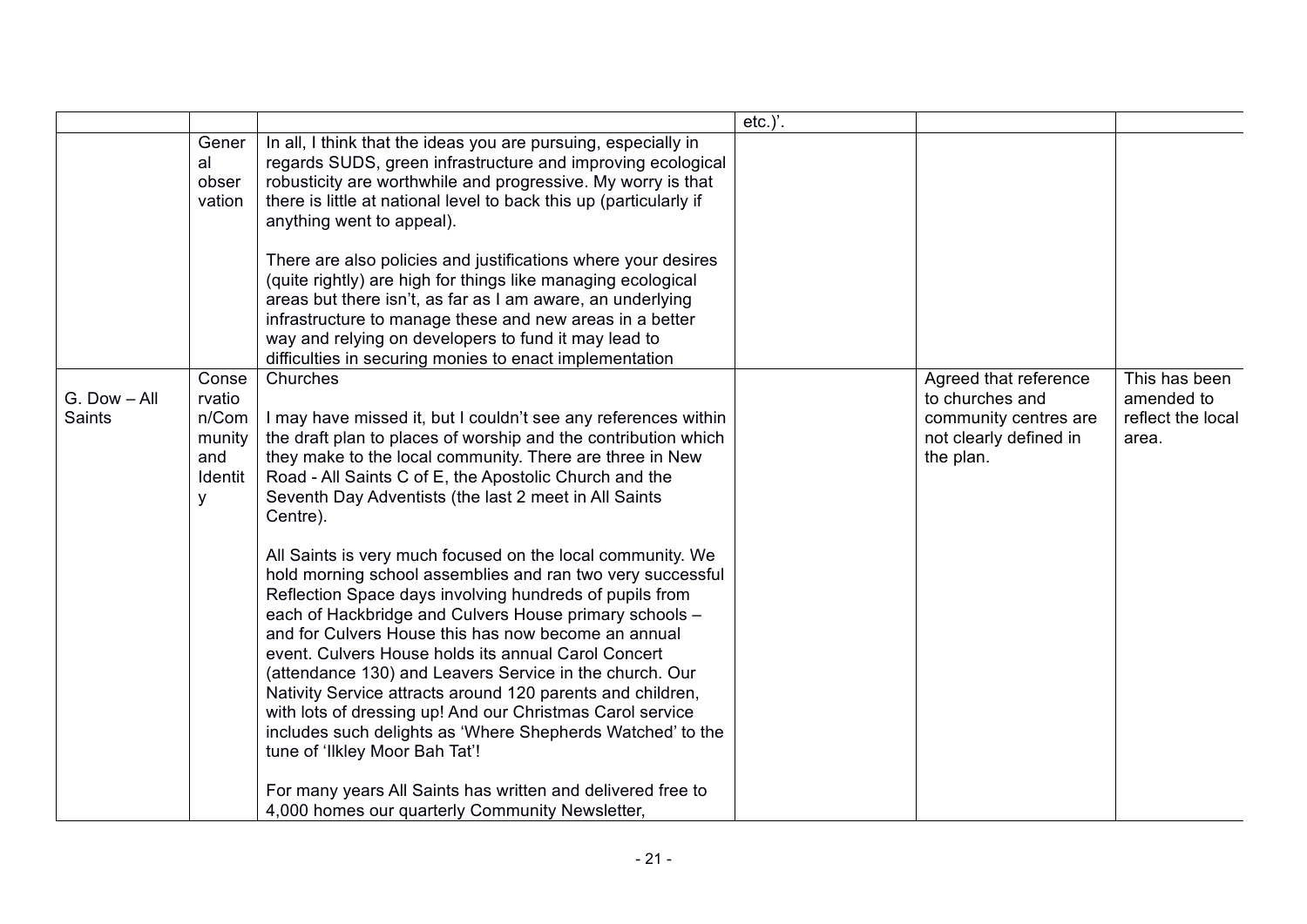| | | | | | |
|---|---|---|---|---|---|
| | | | etc.)'. | | |
| | General observation | In all, I think that the ideas you are pursuing, especially in regards SUDS, green infrastructure and improving ecological robusticity are worthwhile and progressive. My worry is that there is little at national level to back this up (particularly if anything went to appeal).<br><br>There are also policies and justifications where your desires (quite rightly) are high for things like managing ecological areas but there isn't, as far as I am aware, an underlying infrastructure to manage these and new areas in a better way and relying on developers to fund it may lead to difficulties in securing monies to enact implementation | | | |
| G. Dow – All Saints | Conservation/Community and Identity | Churches<br><br>I may have missed it, but I couldn't see any references within the draft plan to places of worship and the contribution which they make to the local community. There are three in New Road - All Saints C of E, the Apostolic Church and the Seventh Day Adventists (the last 2 meet in All Saints Centre).<br><br>All Saints is very much focused on the local community. We hold morning school assemblies and ran two very successful Reflection Space days involving hundreds of pupils from each of Hackbridge and Culvers House primary schools – and for Culvers House this has now become an annual event. Culvers House holds its annual Carol Concert (attendance 130) and Leavers Service in the church. Our Nativity Service attracts around 120 parents and children, with lots of dressing up! And our Christmas Carol service includes such delights as 'Where Shepherds Watched' to the tune of 'Ilkley Moor Bah Tat'!<br><br>For many years All Saints has written and delivered free to 4,000 homes our quarterly Community Newsletter, | | Agreed that reference to churches and community centres are not clearly defined in the plan. | This has been amended to reflect the local area. |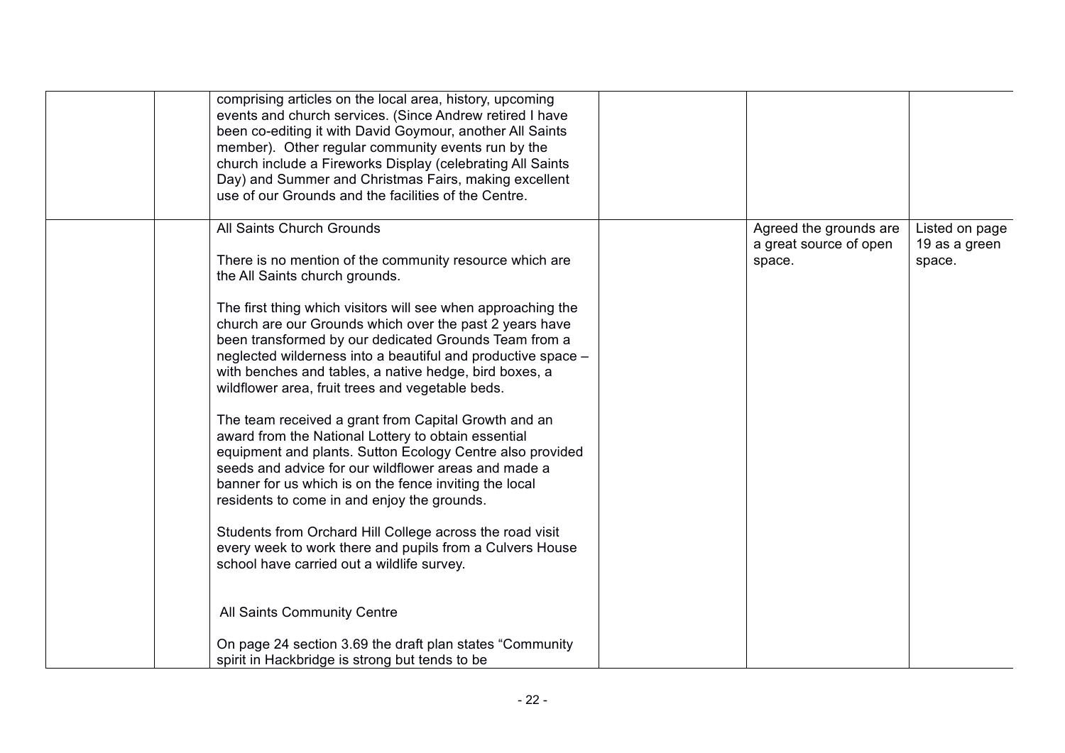| | | | | | |
|---|---|---|---|---|---|
| | | comprising articles on the local area, history, upcoming events and church services. (Since Andrew retired I have been co-editing it with David Goymour, another All Saints member). Other regular community events run by the church include a Fireworks Display (celebrating All Saints Day) and Summer and Christmas Fairs, making excellent use of our Grounds and the facilities of the Centre. | | | |
| | | All Saints Church Grounds<br><br>There is no mention of the community resource which are the All Saints church grounds.<br><br>The first thing which visitors will see when approaching the church are our Grounds which over the past 2 years have been transformed by our dedicated Grounds Team from a neglected wilderness into a beautiful and productive space – with benches and tables, a native hedge, bird boxes, a wildflower area, fruit trees and vegetable beds.<br><br>The team received a grant from Capital Growth and an award from the National Lottery to obtain essential equipment and plants. Sutton Ecology Centre also provided seeds and advice for our wildflower areas and made a banner for us which is on the fence inviting the local residents to come in and enjoy the grounds.<br><br>Students from Orchard Hill College across the road visit every week to work there and pupils from a Culvers House school have carried out a wildlife survey.<br><br>All Saints Community Centre<br><br>On page 24 section 3.69 the draft plan states "Community spirit in Hackbridge is strong but tends to be | | Agreed the grounds are a great source of open space. | Listed on page 19 as a green space. |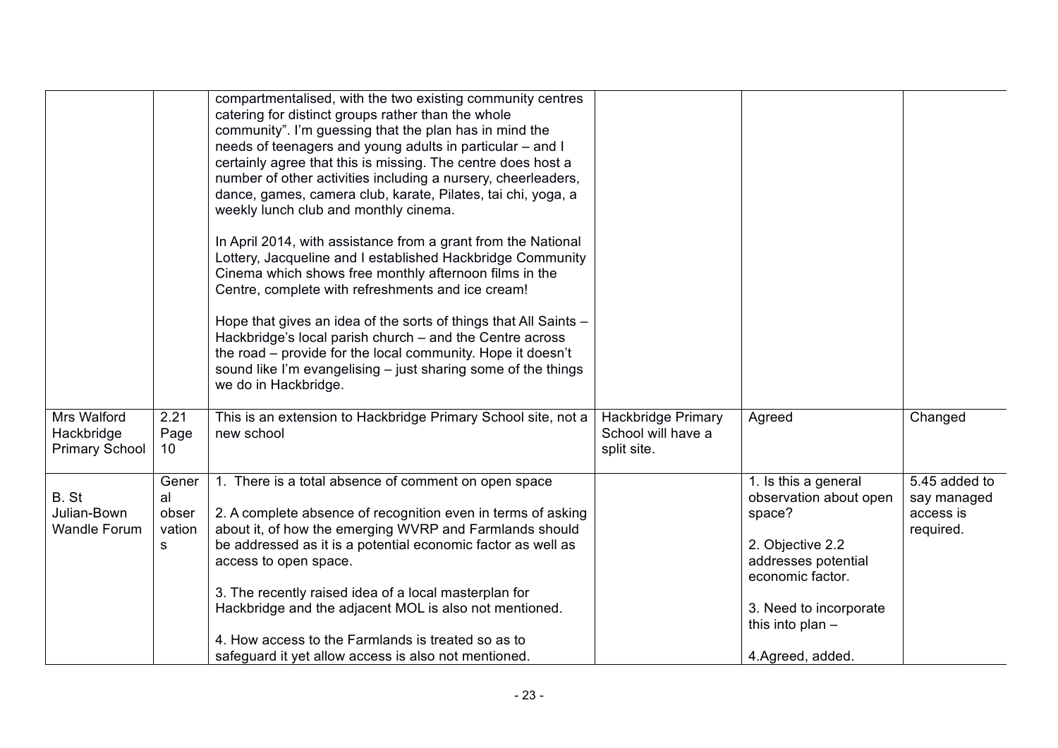| | | | | | |
|---|---|---|---|---|---|
| | | compartmentalised, with the two existing community centres catering for distinct groups rather than the whole community". I'm guessing that the plan has in mind the needs of teenagers and young adults in particular – and I certainly agree that this is missing. The centre does host a number of other activities including a nursery, cheerleaders, dance, games, camera club, karate, Pilates, tai chi, yoga, a weekly lunch club and monthly cinema.<br><br>In April 2014, with assistance from a grant from the National Lottery, Jacqueline and I established Hackbridge Community Cinema which shows free monthly afternoon films in the Centre, complete with refreshments and ice cream!<br><br>Hope that gives an idea of the sorts of things that All Saints – Hackbridge's local parish church – and the Centre across the road – provide for the local community. Hope it doesn't sound like I'm evangelising – just sharing some of the things we do in Hackbridge. | | | |
| Mrs Walford Hackbridge Primary School | 2.21 Page 10 | This is an extension to Hackbridge Primary School site, not a new school | Hackbridge Primary School will have a split site. | Agreed | Changed |
| B. St Julian-Bown Wandle Forum | General observations | 1. There is a total absence of comment on open space<br><br>2. A complete absence of recognition even in terms of asking about it, of how the emerging WVRP and Farmlands should be addressed as it is a potential economic factor as well as access to open space.<br><br>3. The recently raised idea of a local masterplan for Hackbridge and the adjacent MOL is also not mentioned.<br><br>4. How access to the Farmlands is treated so as to safeguard it yet allow access is also not mentioned. | | 1. Is this a general observation about open space?<br><br>2. Objective 2.2 addresses potential economic factor.<br><br>3. Need to incorporate this into plan –<br><br>4.Agreed, added. | 5.45 added to say managed access is required. |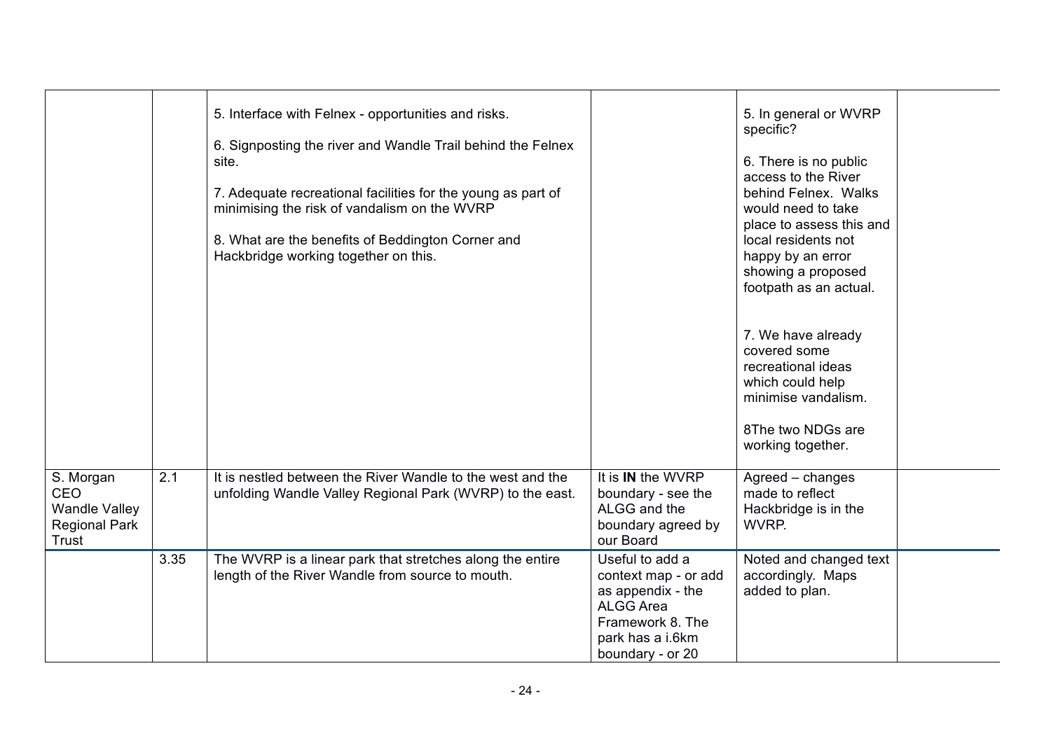| | | | | | |
|---|---|---|---|---|---|
| | | 5. Interface with Felnex - opportunities and risks.<br><br>6. Signposting the river and Wandle Trail behind the Felnex site.<br><br>7. Adequate recreational facilities for the young as part of minimising the risk of vandalism on the WVRP<br><br>8. What are the benefits of Beddington Corner and Hackbridge working together on this. | | 5. In general or WVRP specific?<br><br>6. There is no public access to the River behind Felnex. Walks would need to take place to assess this and local residents not happy by an error showing a proposed footpath as an actual.<br><br>7. We have already covered some recreational ideas which could help minimise vandalism.<br><br>8The two NDGs are working together. | |
| S. Morgan CEO Wandle Valley Regional Park Trust | 2.1 | It is nestled between the River Wandle to the west and the unfolding Wandle Valley Regional Park (WVRP) to the east. | It is **IN** the WVRP boundary - see the ALGG and the boundary agreed by our Board | Agreed – changes made to reflect Hackbridge is in the WVRP. | |
| | 3.35 | The WVRP is a linear park that stretches along the entire length of the River Wandle from source to mouth. | Useful to add a context map - or add as appendix - the ALGG Area Framework 8. The park has a i.6km boundary - or 20 | Noted and changed text accordingly. Maps added to plan. | |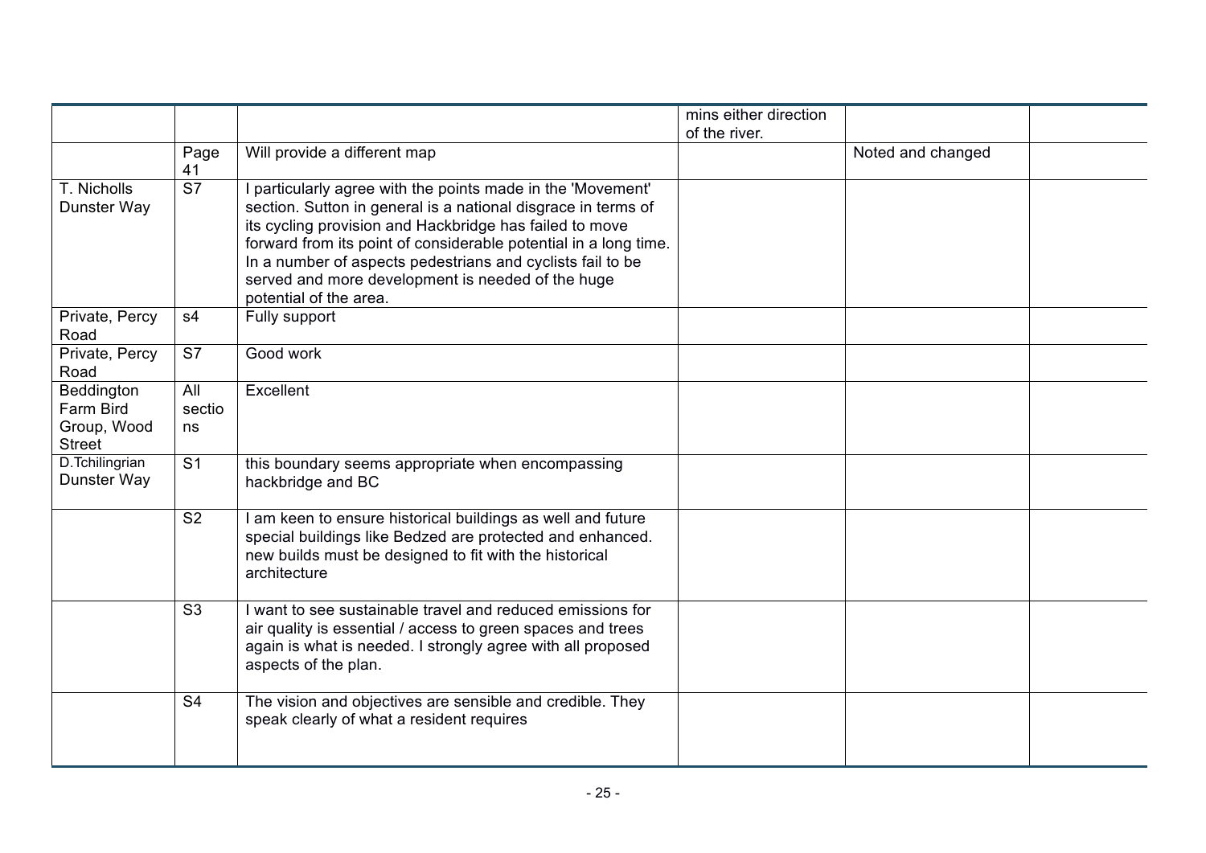| | | | | | |
|---|---|---|---|---|---|
| | | | mins either direction of the river. | | |
| | Page 41 | Will provide a different map | | Noted and changed | |
| T. Nicholls Dunster Way | S7 | I particularly agree with the points made in the 'Movement' section. Sutton in general is a national disgrace in terms of its cycling provision and Hackbridge has failed to move forward from its point of considerable potential in a long time. In a number of aspects pedestrians and cyclists fail to be served and more development is needed of the huge potential of the area. | | | |
| Private, Percy Road | s4 | Fully support | | | |
| Private, Percy Road | S7 | Good work | | | |
| Beddington Farm Bird Group, Wood Street | All sections | Excellent | | | |
| D.Tchilingrian Dunster Way | S1 | this boundary seems appropriate when encompassing hackbridge and BC | | | |
| | S2 | I am keen to ensure historical buildings as well and future special buildings like Bedzed are protected and enhanced. new builds must be designed to fit with the historical architecture | | | |
| | S3 | I want to see sustainable travel and reduced emissions for air quality is essential / access to green spaces and trees again is what is needed. I strongly agree with all proposed aspects of the plan. | | | |
| | S4 | The vision and objectives are sensible and credible. They speak clearly of what a resident requires | | | |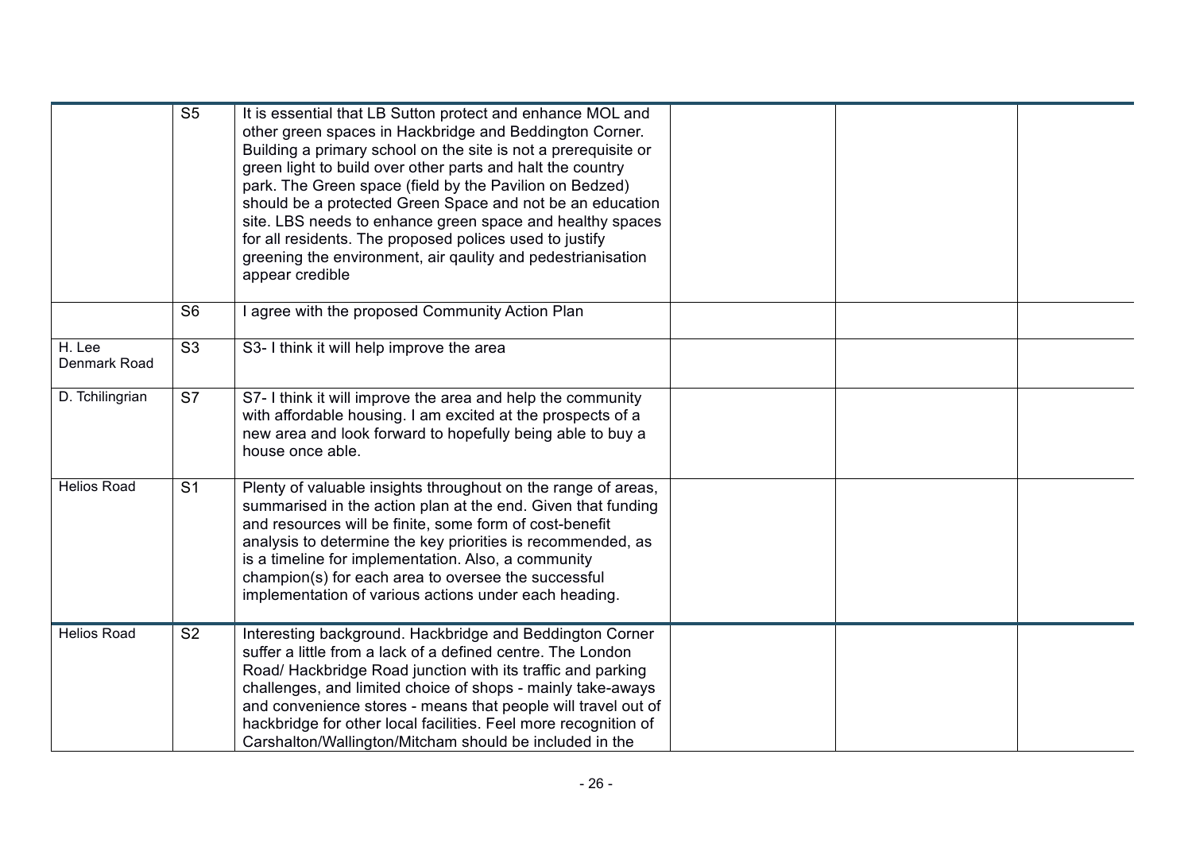| | | | | | |
|---|---|---|---|---|---|
| | S5 | It is essential that LB Sutton protect and enhance MOL and other green spaces in Hackbridge and Beddington Corner. Building a primary school on the site is not a prerequisite or green light to build over other parts and halt the country park. The Green space (field by the Pavilion on Bedzed) should be a protected Green Space and not be an education site. LBS needs to enhance green space and healthy spaces for all residents. The proposed polices used to justify greening the environment, air qaulity and pedestrianisation appear credible | | | |
| | S6 | I agree with the proposed Community Action Plan | | | |
| H. Lee Denmark Road | S3 | S3- I think it will help improve the area | | | |
| D. Tchilingrian | S7 | S7- I think it will improve the area and help the community with affordable housing. I am excited at the prospects of a new area and look forward to hopefully being able to buy a house once able. | | | |
| Helios Road | S1 | Plenty of valuable insights throughout on the range of areas, summarised in the action plan at the end. Given that funding and resources will be finite, some form of cost-benefit analysis to determine the key priorities is recommended, as is a timeline for implementation. Also, a community champion(s) for each area to oversee the successful implementation of various actions under each heading. | | | |
| Helios Road | S2 | Interesting background. Hackbridge and Beddington Corner suffer a little from a lack of a defined centre. The London Road/ Hackbridge Road junction with its traffic and parking challenges, and limited choice of shops - mainly take-aways and convenience stores - means that people will travel out of hackbridge for other local facilities. Feel more recognition of Carshalton/Wallington/Mitcham should be included in the | | | |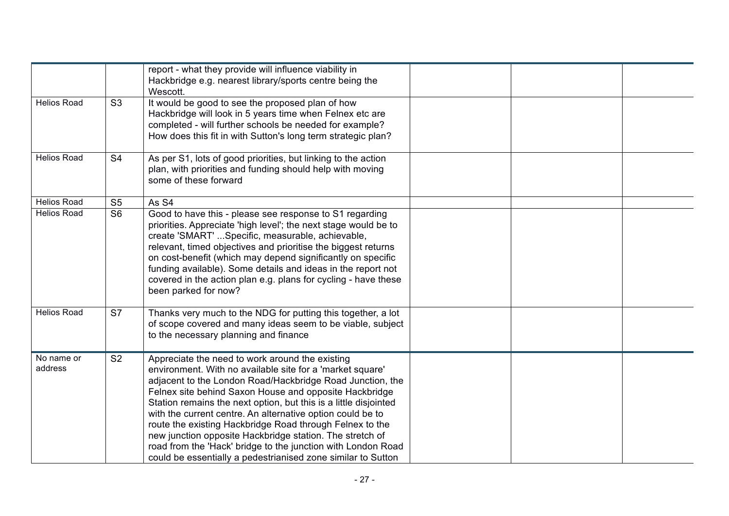| | | | | | |
|---|---|---|---|---|---|
| | | report - what they provide will influence viability in Hackbridge e.g. nearest library/sports centre being the Wescott. | | | |
| Helios Road | S3 | It would be good to see the proposed plan of how Hackbridge will look in 5 years time when Felnex etc are completed - will further schools be needed for example? How does this fit in with Sutton's long term strategic plan? | | | |
| Helios Road | S4 | As per S1, lots of good priorities, but linking to the action plan, with priorities and funding should help with moving some of these forward | | | |
| Helios Road | S5 | As S4 | | | |
| Helios Road | S6 | Good to have this - please see response to S1 regarding priorities. Appreciate 'high level'; the next stage would be to create 'SMART' ...Specific, measurable, achievable, relevant, timed objectives and prioritise the biggest returns on cost-benefit (which may depend significantly on specific funding available). Some details and ideas in the report not covered in the action plan e.g. plans for cycling - have these been parked for now? | | | |
| Helios Road | S7 | Thanks very much to the NDG for putting this together, a lot of scope covered and many ideas seem to be viable, subject to the necessary planning and finance | | | |
| No name or address | S2 | Appreciate the need to work around the existing environment. With no available site for a 'market square' adjacent to the London Road/Hackbridge Road Junction, the Felnex site behind Saxon House and opposite Hackbridge Station remains the next option, but this is a little disjointed with the current centre. An alternative option could be to route the existing Hackbridge Road through Felnex to the new junction opposite Hackbridge station. The stretch of road from the 'Hack' bridge to the junction with London Road could be essentially a pedestrianised zone similar to Sutton | | | |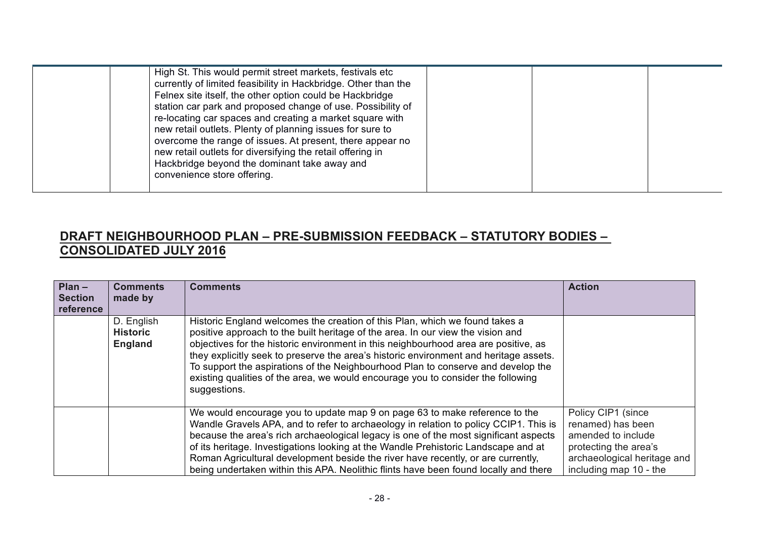| | | | | | |
|---|---|---|---|---|---|
| | | High St. This would permit street markets, festivals etc currently of limited feasibility in Hackbridge. Other than the Felnex site itself, the other option could be Hackbridge station car park and proposed change of use. Possibility of re-locating car spaces and creating a market square with new retail outlets. Plenty of planning issues for sure to overcome the range of issues. At present, there appear no new retail outlets for diversifying the retail offering in Hackbridge beyond the dominant take away and convenience store offering. | | | |

## DRAFT NEIGHBOURHOOD PLAN – PRE-SUBMISSION FEEDBACK – STATUTORY BODIES – CONSOLIDATED JULY 2016

| Plan – Section reference | Comments made by | Comments | Action |
|---|---|---|---|
| | D. English **Historic England** | Historic England welcomes the creation of this Plan, which we found takes a positive approach to the built heritage of the area. In our view the vision and objectives for the historic environment in this neighbourhood area are positive, as they explicitly seek to preserve the area's historic environment and heritage assets. To support the aspirations of the Neighbourhood Plan to conserve and develop the existing qualities of the area, we would encourage you to consider the following suggestions. | |
| | | We would encourage you to update map 9 on page 63 to make reference to the Wandle Gravels APA, and to refer to archaeology in relation to policy CCIP1. This is because the area's rich archaeological legacy is one of the most significant aspects of its heritage. Investigations looking at the Wandle Prehistoric Landscape and at Roman Agricultural development beside the river have recently, or are currently, being undertaken within this APA. Neolithic flints have been found locally and there | Policy CIP1 (since renamed) has been amended to include protecting the area's archaeological heritage and including map 10 - the |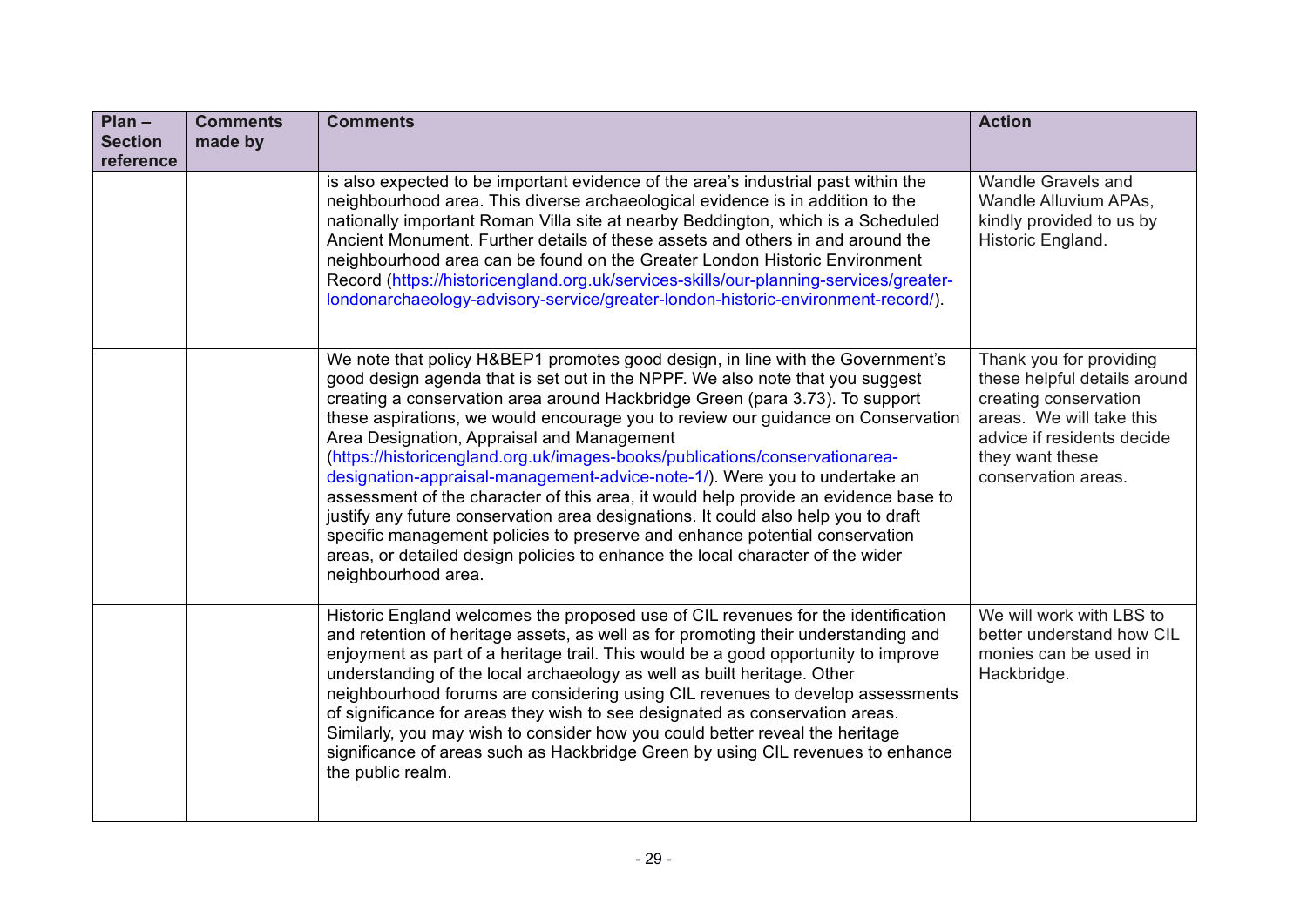| Plan – Section reference | Comments made by | Comments | Action |
|---|---|---|---|
| | | is also expected to be important evidence of the area's industrial past within the neighbourhood area. This diverse archaeological evidence is in addition to the nationally important Roman Villa site at nearby Beddington, which is a Scheduled Ancient Monument. Further details of these assets and others in and around the neighbourhood area can be found on the Greater London Historic Environment Record (https://historicengland.org.uk/services-skills/our-planning-services/greater-londonarchaeology-advisory-service/greater-london-historic-environment-record/). | Wandle Gravels and Wandle Alluvium APAs, kindly provided to us by Historic England. |
| | | We note that policy H&BEP1 promotes good design, in line with the Government's good design agenda that is set out in the NPPF. We also note that you suggest creating a conservation area around Hackbridge Green (para 3.73). To support these aspirations, we would encourage you to review our guidance on Conservation Area Designation, Appraisal and Management (https://historicengland.org.uk/images-books/publications/conservationarea-designation-appraisal-management-advice-note-1/). Were you to undertake an assessment of the character of this area, it would help provide an evidence base to justify any future conservation area designations. It could also help you to draft specific management policies to preserve and enhance potential conservation areas, or detailed design policies to enhance the local character of the wider neighbourhood area. | Thank you for providing these helpful details around creating conservation areas. We will take this advice if residents decide they want these conservation areas. |
| | | Historic England welcomes the proposed use of CIL revenues for the identification and retention of heritage assets, as well as for promoting their understanding and enjoyment as part of a heritage trail. This would be a good opportunity to improve understanding of the local archaeology as well as built heritage. Other neighbourhood forums are considering using CIL revenues to develop assessments of significance for areas they wish to see designated as conservation areas. Similarly, you may wish to consider how you could better reveal the heritage significance of areas such as Hackbridge Green by using CIL revenues to enhance the public realm. | We will work with LBS to better understand how CIL monies can be used in Hackbridge. |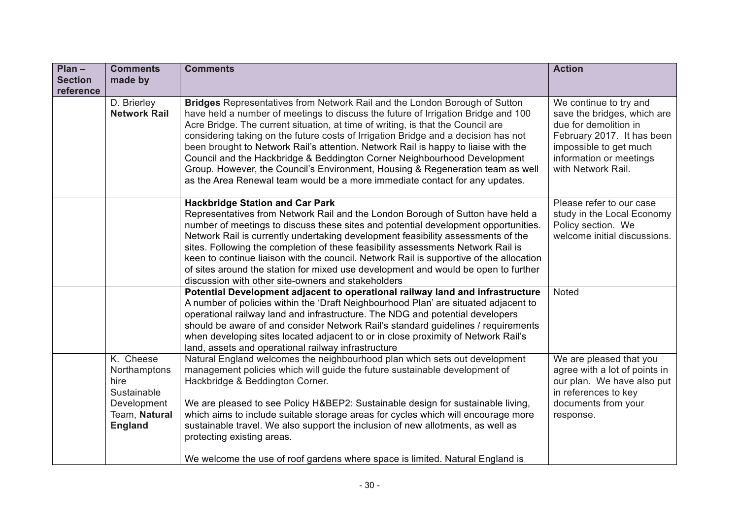| Plan – Section reference | Comments made by | Comments | Action |
|---|---|---|---|
| | D. Brierley **Network Rail** | **Bridges** Representatives from Network Rail and the London Borough of Sutton have held a number of meetings to discuss the future of Irrigation Bridge and 100 Acre Bridge. The current situation, at time of writing, is that the Council are considering taking on the future costs of Irrigation Bridge and a decision has not been brought to Network Rail's attention. Network Rail is happy to liaise with the Council and the Hackbridge & Beddington Corner Neighbourhood Development Group. However, the Council's Environment, Housing & Regeneration team as well as the Area Renewal team would be a more immediate contact for any updates. | We continue to try and save the bridges, which are due for demolition in February 2017. It has been impossible to get much information or meetings with Network Rail. |
| | | **Hackbridge Station and Car Park** Representatives from Network Rail and the London Borough of Sutton have held a number of meetings to discuss these sites and potential development opportunities. Network Rail is currently undertaking development feasibility assessments of the sites. Following the completion of these feasibility assessments Network Rail is keen to continue liaison with the council. Network Rail is supportive of the allocation of sites around the station for mixed use development and would be open to further discussion with other site-owners and stakeholders | Please refer to our case study in the Local Economy Policy section. We welcome initial discussions. |
| | | **Potential Development adjacent to operational railway land and infrastructure** A number of policies within the 'Draft Neighbourhood Plan' are situated adjacent to operational railway land and infrastructure. The NDG and potential developers should be aware of and consider Network Rail's standard guidelines / requirements when developing sites located adjacent to or in close proximity of Network Rail's land, assets and operational railway infrastructure | Noted |
| | K. Cheese Northamptonshire Sustainable Development Team, **Natural England** | Natural England welcomes the neighbourhood plan which sets out development management policies which will guide the future sustainable development of Hackbridge & Beddington Corner.<br><br>We are pleased to see Policy H&BEP2: Sustainable design for sustainable living, which aims to include suitable storage areas for cycles which will encourage more sustainable travel. We also support the inclusion of new allotments, as well as protecting existing areas.<br><br>We welcome the use of roof gardens where space is limited. Natural England is | We are pleased that you agree with a lot of points in our plan. We have also put in references to key documents from your response. |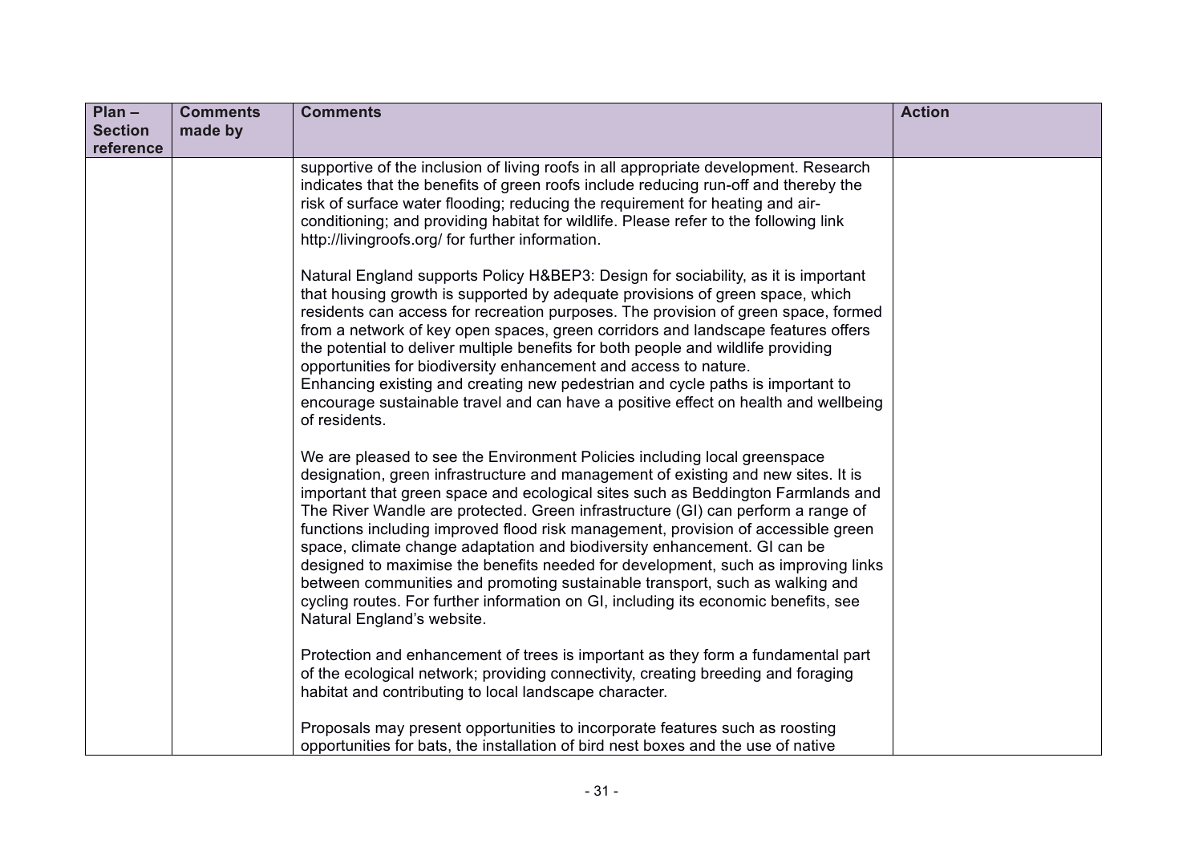| Plan – Section reference | Comments made by | Comments | Action |
|---|---|---|---|
| | | supportive of the inclusion of living roofs in all appropriate development. Research indicates that the benefits of green roofs include reducing run-off and thereby the risk of surface water flooding; reducing the requirement for heating and air-conditioning; and providing habitat for wildlife. Please refer to the following link http://livingroofs.org/ for further information.<br><br>Natural England supports Policy H&BEP3: Design for sociability, as it is important that housing growth is supported by adequate provisions of green space, which residents can access for recreation purposes. The provision of green space, formed from a network of key open spaces, green corridors and landscape features offers the potential to deliver multiple benefits for both people and wildlife providing opportunities for biodiversity enhancement and access to nature.<br>Enhancing existing and creating new pedestrian and cycle paths is important to encourage sustainable travel and can have a positive effect on health and wellbeing of residents.<br><br>We are pleased to see the Environment Policies including local greenspace designation, green infrastructure and management of existing and new sites. It is important that green space and ecological sites such as Beddington Farmlands and The River Wandle are protected. Green infrastructure (GI) can perform a range of functions including improved flood risk management, provision of accessible green space, climate change adaptation and biodiversity enhancement. GI can be designed to maximise the benefits needed for development, such as improving links between communities and promoting sustainable transport, such as walking and cycling routes. For further information on GI, including its economic benefits, see Natural England's website.<br><br>Protection and enhancement of trees is important as they form a fundamental part of the ecological network; providing connectivity, creating breeding and foraging habitat and contributing to local landscape character.<br><br>Proposals may present opportunities to incorporate features such as roosting opportunities for bats, the installation of bird nest boxes and the use of native | |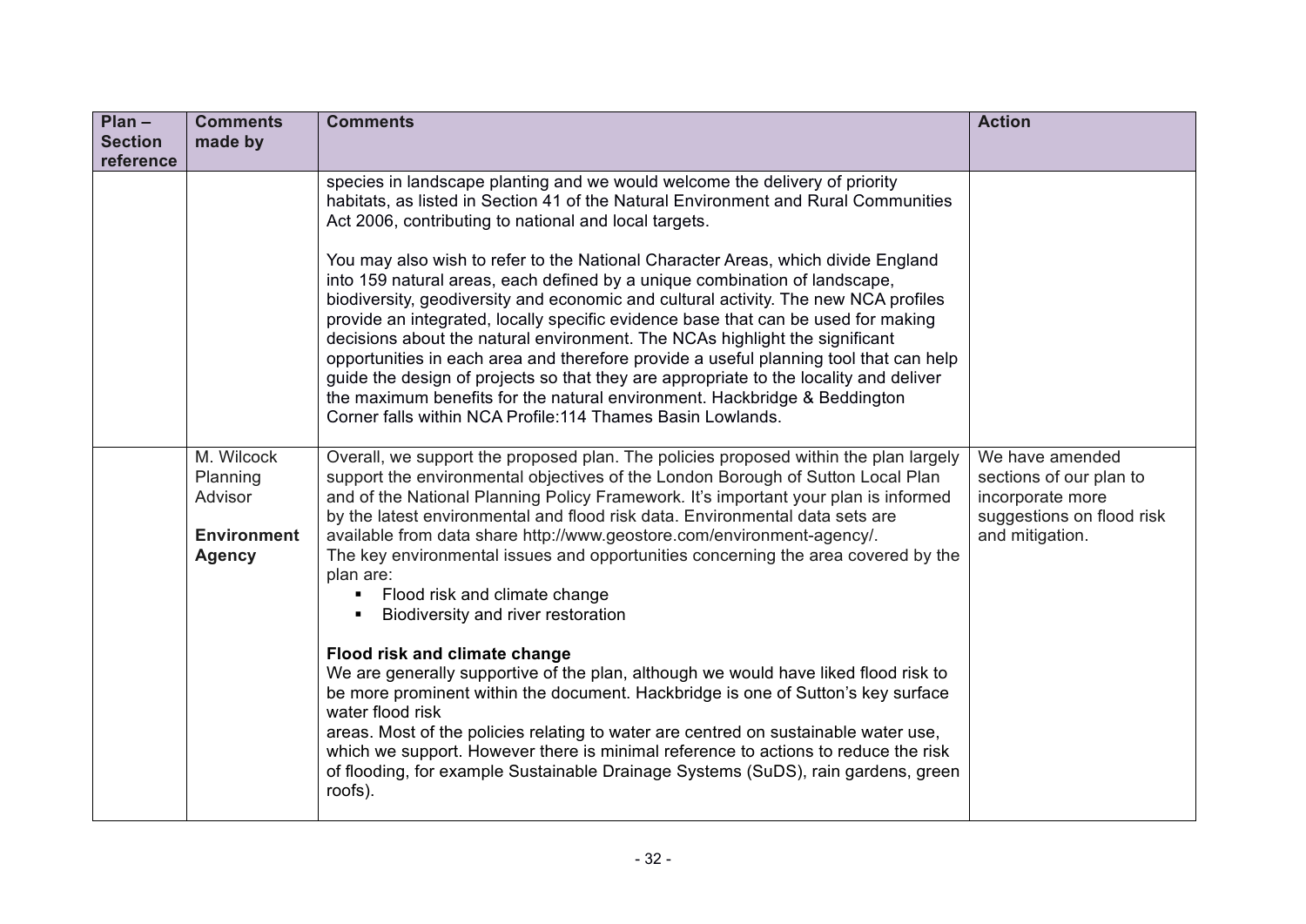| Plan – Section reference | Comments made by | Comments | Action |
|---|---|---|---|
| | | species in landscape planting and we would welcome the delivery of priority habitats, as listed in Section 41 of the Natural Environment and Rural Communities Act 2006, contributing to national and local targets.<br><br>You may also wish to refer to the National Character Areas, which divide England into 159 natural areas, each defined by a unique combination of landscape, biodiversity, geodiversity and economic and cultural activity. The new NCA profiles provide an integrated, locally specific evidence base that can be used for making decisions about the natural environment. The NCAs highlight the significant opportunities in each area and therefore provide a useful planning tool that can help guide the design of projects so that they are appropriate to the locality and deliver the maximum benefits for the natural environment. Hackbridge & Beddington Corner falls within NCA Profile:114 Thames Basin Lowlands. | |
| | M. Wilcock Planning Advisor<br><br>**Environment Agency** | Overall, we support the proposed plan. The policies proposed within the plan largely support the environmental objectives of the London Borough of Sutton Local Plan and of the National Planning Policy Framework. It's important your plan is informed by the latest environmental and flood risk data. Environmental data sets are available from data share http://www.geostore.com/environment-agency/.<br>The key environmental issues and opportunities concerning the area covered by the plan are:<br>▪ Flood risk and climate change<br>▪ Biodiversity and river restoration<br><br>**Flood risk and climate change**<br>We are generally supportive of the plan, although we would have liked flood risk to be more prominent within the document. Hackbridge is one of Sutton's key surface water flood risk areas. Most of the policies relating to water are centred on sustainable water use, which we support. However there is minimal reference to actions to reduce the risk of flooding, for example Sustainable Drainage Systems (SuDS), rain gardens, green roofs). | We have amended sections of our plan to incorporate more suggestions on flood risk and mitigation. |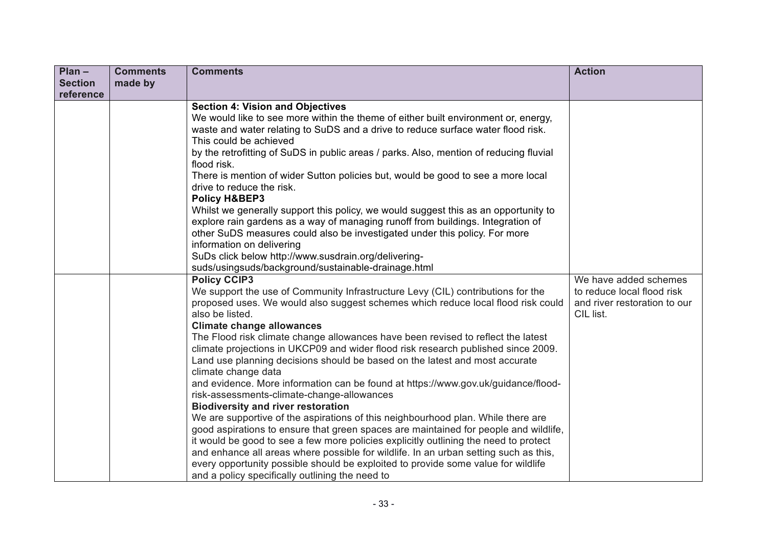| Plan – Section reference | Comments made by | Comments | Action |
|---|---|---|---|
| | | **Section 4: Vision and Objectives**<br>We would like to see more within the theme of either built environment or, energy, waste and water relating to SuDS and a drive to reduce surface water flood risk. This could be achieved<br>by the retrofitting of SuDS in public areas / parks. Also, mention of reducing fluvial flood risk.<br>There is mention of wider Sutton policies but, would be good to see a more local drive to reduce the risk.<br>**Policy H&BEP3**<br>Whilst we generally support this policy, we would suggest this as an opportunity to explore rain gardens as a way of managing runoff from buildings. Integration of other SuDS measures could also be investigated under this policy. For more information on delivering<br>SuDs click below http://www.susdrain.org/delivering-suds/usingsuds/background/sustainable-drainage.html | |
| | | **Policy CCIP3**<br>We support the use of Community Infrastructure Levy (CIL) contributions for the proposed uses. We would also suggest schemes which reduce local flood risk could also be listed.<br>**Climate change allowances**<br>The Flood risk climate change allowances have been revised to reflect the latest climate projections in UKCP09 and wider flood risk research published since 2009. Land use planning decisions should be based on the latest and most accurate climate change data<br>and evidence. More information can be found at https://www.gov.uk/guidance/flood-risk-assessments-climate-change-allowances<br>**Biodiversity and river restoration**<br>We are supportive of the aspirations of this neighbourhood plan. While there are good aspirations to ensure that green spaces are maintained for people and wildlife, it would be good to see a few more policies explicitly outlining the need to protect and enhance all areas where possible for wildlife. In an urban setting such as this, every opportunity possible should be exploited to provide some value for wildlife and a policy specifically outlining the need to | We have added schemes to reduce local flood risk and river restoration to our CIL list. |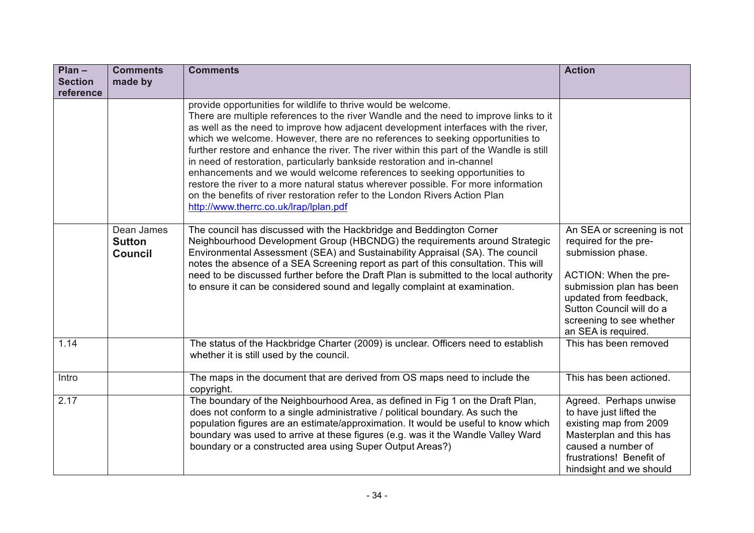| Plan – Section reference | Comments made by | Comments | Action |
|---|---|---|---|
| | | provide opportunities for wildlife to thrive would be welcome.<br>There are multiple references to the river Wandle and the need to improve links to it as well as the need to improve how adjacent development interfaces with the river, which we welcome. However, there are no references to seeking opportunities to further restore and enhance the river. The river within this part of the Wandle is still in need of restoration, particularly bankside restoration and in-channel enhancements and we would welcome references to seeking opportunities to restore the river to a more natural status wherever possible. For more information on the benefits of river restoration refer to the London Rivers Action Plan http://www.therrc.co.uk/lrap/lplan.pdf | |
| | Dean James **Sutton Council** | The council has discussed with the Hackbridge and Beddington Corner Neighbourhood Development Group (HBCNDG) the requirements around Strategic Environmental Assessment (SEA) and Sustainability Appraisal (SA). The council notes the absence of a SEA Screening report as part of this consultation. This will need to be discussed further before the Draft Plan is submitted to the local authority to ensure it can be considered sound and legally complaint at examination. | An SEA or screening is not required for the pre-submission phase.<br><br>ACTION: When the pre-submission plan has been updated from feedback, Sutton Council will do a screening to see whether an SEA is required. |
| 1.14 | | The status of the Hackbridge Charter (2009) is unclear. Officers need to establish whether it is still used by the council. | This has been removed |
| Intro | | The maps in the document that are derived from OS maps need to include the copyright. | This has been actioned. |
| 2.17 | | The boundary of the Neighbourhood Area, as defined in Fig 1 on the Draft Plan, does not conform to a single administrative / political boundary. As such the population figures are an estimate/approximation. It would be useful to know which boundary was used to arrive at these figures (e.g. was it the Wandle Valley Ward boundary or a constructed area using Super Output Areas?) | Agreed. Perhaps unwise to have just lifted the existing map from 2009 Masterplan and this has caused a number of frustrations! Benefit of hindsight and we should |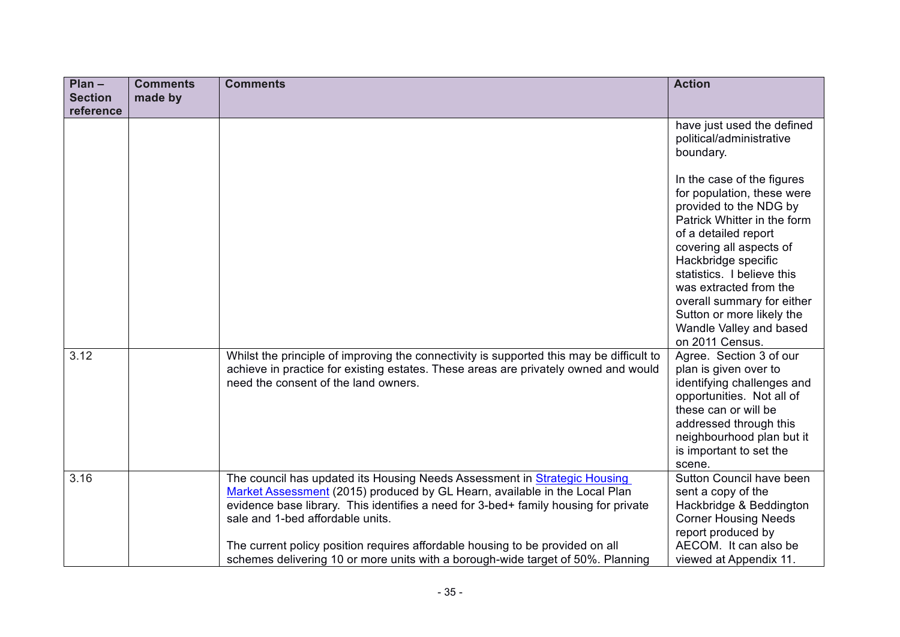| Plan – Section reference | Comments made by | Comments | Action |
|---|---|---|---|
| | | | have just used the defined political/administrative boundary.<br><br>In the case of the figures for population, these were provided to the NDG by Patrick Whitter in the form of a detailed report covering all aspects of Hackbridge specific statistics. I believe this was extracted from the overall summary for either Sutton or more likely the Wandle Valley and based on 2011 Census. |
| 3.12 | | Whilst the principle of improving the connectivity is supported this may be difficult to achieve in practice for existing estates. These areas are privately owned and would need the consent of the land owners. | Agree. Section 3 of our plan is given over to identifying challenges and opportunities. Not all of these can or will be addressed through this neighbourhood plan but it is important to set the scene. |
| 3.16 | | The council has updated its Housing Needs Assessment in Strategic Housing Market Assessment (2015) produced by GL Hearn, available in the Local Plan evidence base library. This identifies a need for 3-bed+ family housing for private sale and 1-bed affordable units.<br><br>The current policy position requires affordable housing to be provided on all schemes delivering 10 or more units with a borough-wide target of 50%. Planning | Sutton Council have been sent a copy of the Hackbridge & Beddington Corner Housing Needs report produced by AECOM. It can also be viewed at Appendix 11. |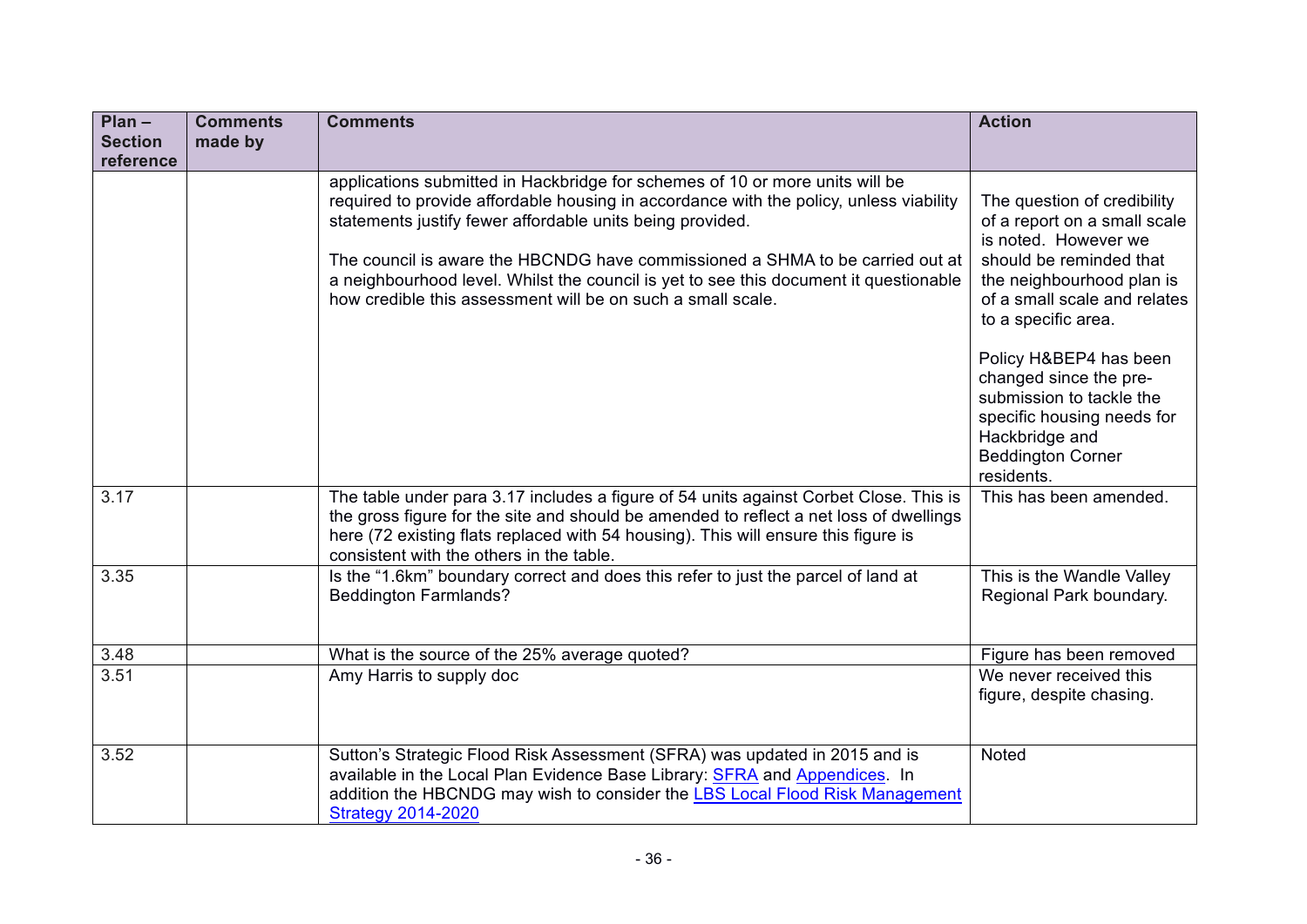| Plan – Section reference | Comments made by | Comments | Action |
|---|---|---|---|
| | | applications submitted in Hackbridge for schemes of 10 or more units will be required to provide affordable housing in accordance with the policy, unless viability statements justify fewer affordable units being provided.<br><br>The council is aware the HBCNDG have commissioned a SHMA to be carried out at a neighbourhood level. Whilst the council is yet to see this document it questionable how credible this assessment will be on such a small scale. | The question of credibility of a report on a small scale is noted. However we should be reminded that the neighbourhood plan is of a small scale and relates to a specific area.<br><br>Policy H&BEP4 has been changed since the pre-submission to tackle the specific housing needs for Hackbridge and Beddington Corner residents. |
| 3.17 | | The table under para 3.17 includes a figure of 54 units against Corbet Close. This is the gross figure for the site and should be amended to reflect a net loss of dwellings here (72 existing flats replaced with 54 housing). This will ensure this figure is consistent with the others in the table. | This has been amended. |
| 3.35 | | Is the "1.6km" boundary correct and does this refer to just the parcel of land at Beddington Farmlands? | This is the Wandle Valley Regional Park boundary. |
| 3.48 | | What is the source of the 25% average quoted? | Figure has been removed |
| 3.51 | | Amy Harris to supply doc | We never received this figure, despite chasing. |
| 3.52 | | Sutton's Strategic Flood Risk Assessment (SFRA) was updated in 2015 and is available in the Local Plan Evidence Base Library: SFRA and Appendices. In addition the HBCNDG may wish to consider the LBS Local Flood Risk Management Strategy 2014-2020 | Noted |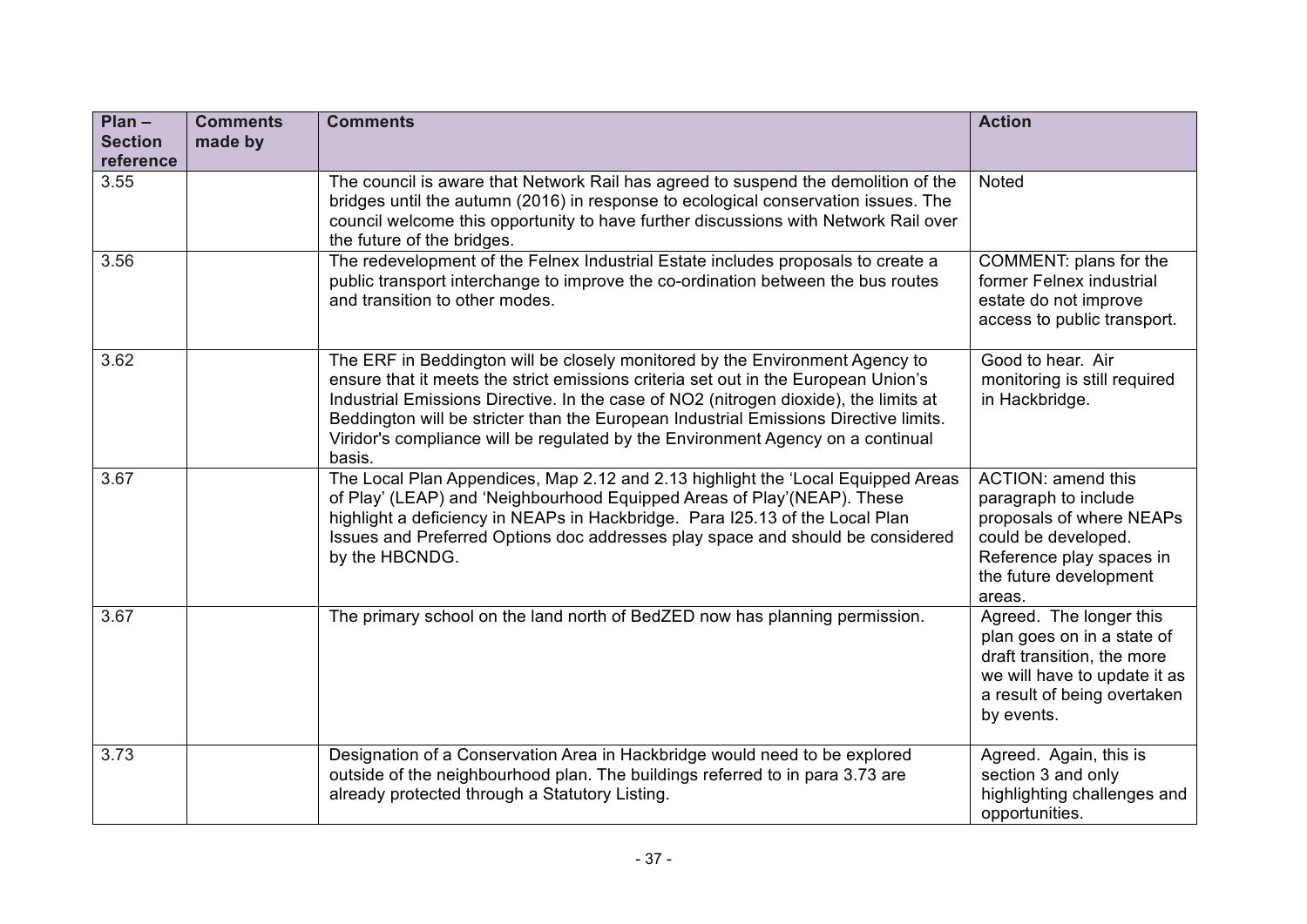| Plan – Section reference | Comments made by | Comments | Action |
|---|---|---|---|
| 3.55 | | The council is aware that Network Rail has agreed to suspend the demolition of the bridges until the autumn (2016) in response to ecological conservation issues. The council welcome this opportunity to have further discussions with Network Rail over the future of the bridges. | Noted |
| 3.56 | | The redevelopment of the Felnex Industrial Estate includes proposals to create a public transport interchange to improve the co-ordination between the bus routes and transition to other modes. | COMMENT: plans for the former Felnex industrial estate do not improve access to public transport. |
| 3.62 | | The ERF in Beddington will be closely monitored by the Environment Agency to ensure that it meets the strict emissions criteria set out in the European Union's Industrial Emissions Directive. In the case of NO2 (nitrogen dioxide), the limits at Beddington will be stricter than the European Industrial Emissions Directive limits. Viridor's compliance will be regulated by the Environment Agency on a continual basis. | Good to hear. Air monitoring is still required in Hackbridge. |
| 3.67 | | The Local Plan Appendices, Map 2.12 and 2.13 highlight the 'Local Equipped Areas of Play' (LEAP) and 'Neighbourhood Equipped Areas of Play'(NEAP). These highlight a deficiency in NEAPs in Hackbridge. Para I25.13 of the Local Plan Issues and Preferred Options doc addresses play space and should be considered by the HBCNDG. | ACTION: amend this paragraph to include proposals of where NEAPs could be developed. Reference play spaces in the future development areas. |
| 3.67 | | The primary school on the land north of BedZED now has planning permission. | Agreed. The longer this plan goes on in a state of draft transition, the more we will have to update it as a result of being overtaken by events. |
| 3.73 | | Designation of a Conservation Area in Hackbridge would need to be explored outside of the neighbourhood plan. The buildings referred to in para 3.73 are already protected through a Statutory Listing. | Agreed. Again, this is section 3 and only highlighting challenges and opportunities. |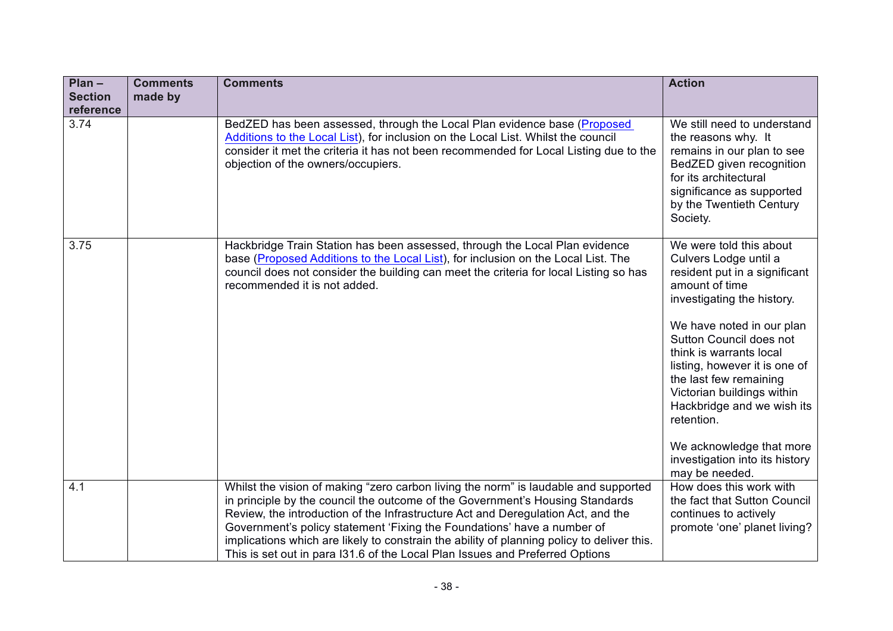| Plan – Section reference | Comments made by | Comments | Action |
|---|---|---|---|
| 3.74 | | BedZED has been assessed, through the Local Plan evidence base ([Proposed Additions to the Local List]), for inclusion on the Local List. Whilst the council consider it met the criteria it has not been recommended for Local Listing due to the objection of the owners/occupiers. | We still need to understand the reasons why. It remains in our plan to see BedZED given recognition for its architectural significance as supported by the Twentieth Century Society. |
| 3.75 | | Hackbridge Train Station has been assessed, through the Local Plan evidence base ([Proposed Additions to the Local List]), for inclusion on the Local List. The council does not consider the building can meet the criteria for local Listing so has recommended it is not added. | We were told this about Culvers Lodge until a resident put in a significant amount of time investigating the history.<br><br>We have noted in our plan Sutton Council does not think is warrants local listing, however it is one of the last few remaining Victorian buildings within Hackbridge and we wish its retention.<br><br>We acknowledge that more investigation into its history may be needed. |
| 4.1 | | Whilst the vision of making "zero carbon living the norm" is laudable and supported in principle by the council the outcome of the Government's Housing Standards Review, the introduction of the Infrastructure Act and Deregulation Act, and the Government's policy statement 'Fixing the Foundations' have a number of implications which are likely to constrain the ability of planning policy to deliver this. This is set out in para I31.6 of the Local Plan Issues and Preferred Options | How does this work with the fact that Sutton Council continues to actively promote 'one' planet living? |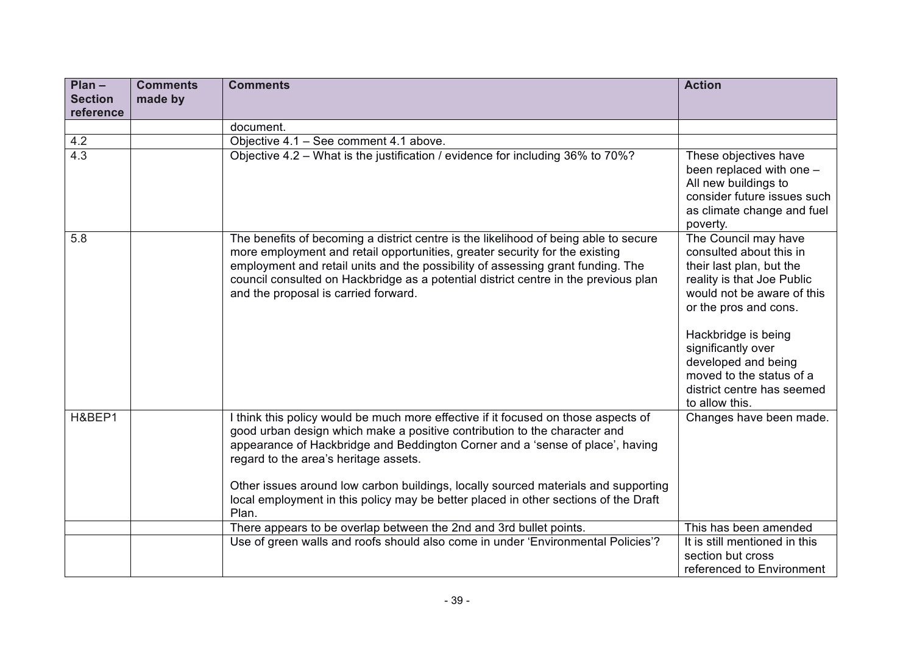| Plan – Section reference | Comments made by | Comments | Action |
|---|---|---|---|
| | | document. | |
| 4.2 | | Objective 4.1 – See comment 4.1 above. | |
| 4.3 | | Objective 4.2 – What is the justification / evidence for including 36% to 70%? | These objectives have been replaced with one – All new buildings to consider future issues such as climate change and fuel poverty. |
| 5.8 | | The benefits of becoming a district centre is the likelihood of being able to secure more employment and retail opportunities, greater security for the existing employment and retail units and the possibility of assessing grant funding. The council consulted on Hackbridge as a potential district centre in the previous plan and the proposal is carried forward. | The Council may have consulted about this in their last plan, but the reality is that Joe Public would not be aware of this or the pros and cons.<br><br>Hackbridge is being significantly over developed and being moved to the status of a district centre has seemed to allow this. |
| H&BEP1 | | I think this policy would be much more effective if it focused on those aspects of good urban design which make a positive contribution to the character and appearance of Hackbridge and Beddington Corner and a 'sense of place', having regard to the area's heritage assets.<br><br>Other issues around low carbon buildings, locally sourced materials and supporting local employment in this policy may be better placed in other sections of the Draft Plan. | Changes have been made. |
| | | There appears to be overlap between the 2nd and 3rd bullet points. | This has been amended |
| | | Use of green walls and roofs should also come in under 'Environmental Policies'? | It is still mentioned in this section but cross referenced to Environment |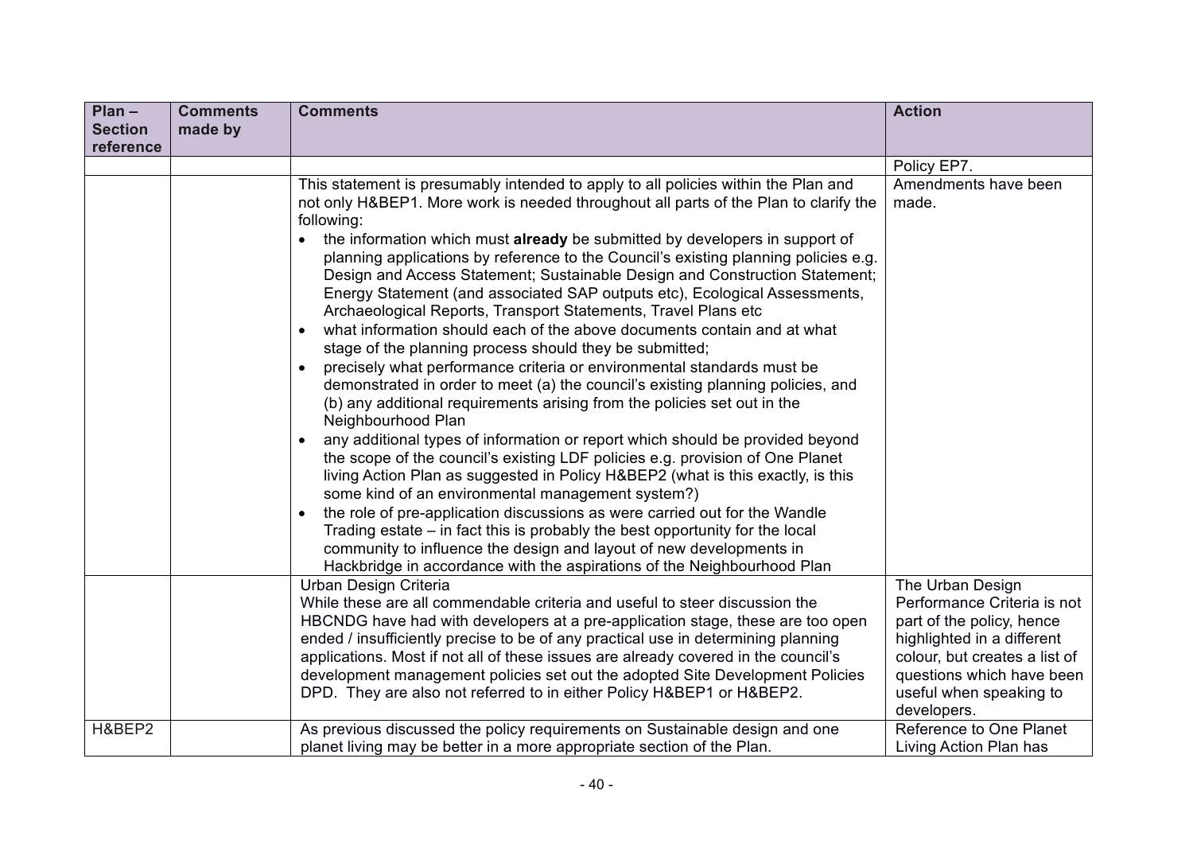| Plan – Section reference | Comments made by | Comments | Action |
|---|---|---|---|
| | | | Policy EP7. |
| | | This statement is presumably intended to apply to all policies within the Plan and not only H&BEP1. More work is needed throughout all parts of the Plan to clarify the following:<br>• the information which must **already** be submitted by developers in support of planning applications by reference to the Council's existing planning policies e.g. Design and Access Statement; Sustainable Design and Construction Statement; Energy Statement (and associated SAP outputs etc), Ecological Assessments, Archaeological Reports, Transport Statements, Travel Plans etc<br>• what information should each of the above documents contain and at what stage of the planning process should they be submitted;<br>• precisely what performance criteria or environmental standards must be demonstrated in order to meet (a) the council's existing planning policies, and (b) any additional requirements arising from the policies set out in the Neighbourhood Plan<br>• any additional types of information or report which should be provided beyond the scope of the council's existing LDF policies e.g. provision of One Planet living Action Plan as suggested in Policy H&BEP2 (what is this exactly, is this some kind of an environmental management system?)<br>• the role of pre-application discussions as were carried out for the Wandle Trading estate – in fact this is probably the best opportunity for the local community to influence the design and layout of new developments in Hackbridge in accordance with the aspirations of the Neighbourhood Plan | Amendments have been made. |
| | | Urban Design Criteria<br>While these are all commendable criteria and useful to steer discussion the HBCNDG have had with developers at a pre-application stage, these are too open ended / insufficiently precise to be of any practical use in determining planning applications. Most if not all of these issues are already covered in the council's development management policies set out the adopted Site Development Policies DPD. They are also not referred to in either Policy H&BEP1 or H&BEP2. | The Urban Design Performance Criteria is not part of the policy, hence highlighted in a different colour, but creates a list of questions which have been useful when speaking to developers. |
| H&BEP2 | | As previous discussed the policy requirements on Sustainable design and one planet living may be better in a more appropriate section of the Plan. | Reference to One Planet Living Action Plan has |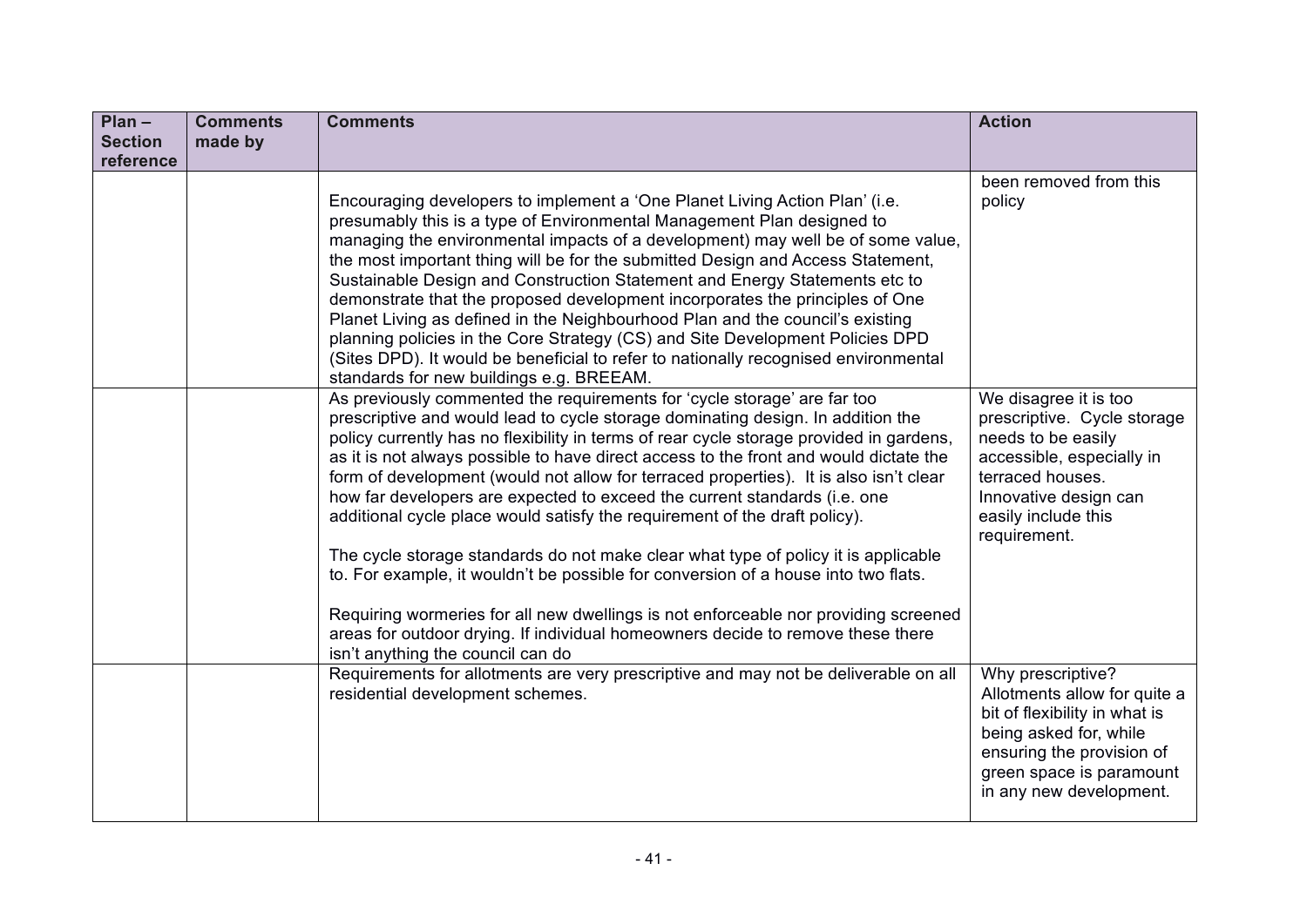| Plan – Section reference | Comments made by | Comments | Action |
|---|---|---|---|
| | | Encouraging developers to implement a 'One Planet Living Action Plan' (i.e. presumably this is a type of Environmental Management Plan designed to managing the environmental impacts of a development) may well be of some value, the most important thing will be for the submitted Design and Access Statement, Sustainable Design and Construction Statement and Energy Statements etc to demonstrate that the proposed development incorporates the principles of One Planet Living as defined in the Neighbourhood Plan and the council's existing planning policies in the Core Strategy (CS) and Site Development Policies DPD (Sites DPD). It would be beneficial to refer to nationally recognised environmental standards for new buildings e.g. BREEAM. | been removed from this policy |
| | | As previously commented the requirements for 'cycle storage' are far too prescriptive and would lead to cycle storage dominating design. In addition the policy currently has no flexibility in terms of rear cycle storage provided in gardens, as it is not always possible to have direct access to the front and would dictate the form of development (would not allow for terraced properties). It is also isn't clear how far developers are expected to exceed the current standards (i.e. one additional cycle place would satisfy the requirement of the draft policy).<br><br>The cycle storage standards do not make clear what type of policy it is applicable to. For example, it wouldn't be possible for conversion of a house into two flats.<br><br>Requiring wormeries for all new dwellings is not enforceable nor providing screened areas for outdoor drying. If individual homeowners decide to remove these there isn't anything the council can do | We disagree it is too prescriptive. Cycle storage needs to be easily accessible, especially in terraced houses. Innovative design can easily include this requirement. |
| | | Requirements for allotments are very prescriptive and may not be deliverable on all residential development schemes. | Why prescriptive? Allotments allow for quite a bit of flexibility in what is being asked for, while ensuring the provision of green space is paramount in any new development. |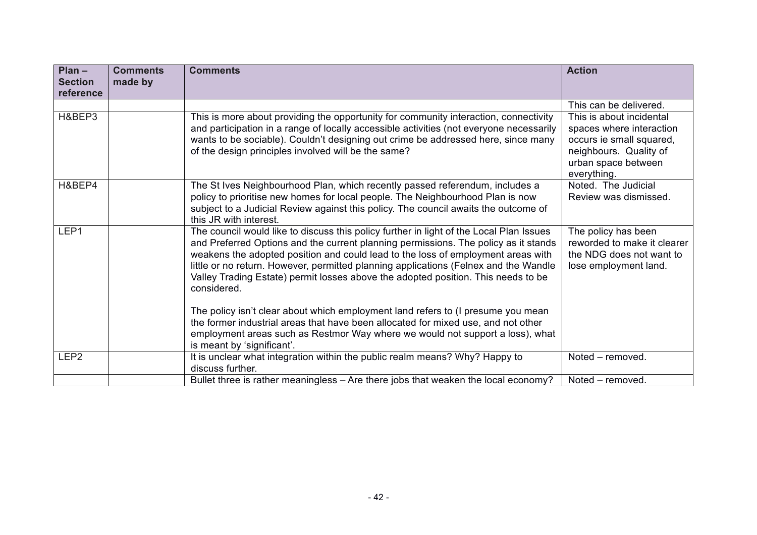| Plan – Section reference | Comments made by | Comments | Action |
|---|---|---|---|
| | | | This can be delivered. |
| H&BEP3 | | This is more about providing the opportunity for community interaction, connectivity and participation in a range of locally accessible activities (not everyone necessarily wants to be sociable). Couldn't designing out crime be addressed here, since many of the design principles involved will be the same? | This is about incidental spaces where interaction occurs ie small squared, neighbours. Quality of urban space between everything. |
| H&BEP4 | | The St Ives Neighbourhood Plan, which recently passed referendum, includes a policy to prioritise new homes for local people. The Neighbourhood Plan is now subject to a Judicial Review against this policy. The council awaits the outcome of this JR with interest. | Noted. The Judicial Review was dismissed. |
| LEP1 | | The council would like to discuss this policy further in light of the Local Plan Issues and Preferred Options and the current planning permissions. The policy as it stands weakens the adopted position and could lead to the loss of employment areas with little or no return. However, permitted planning applications (Felnex and the Wandle Valley Trading Estate) permit losses above the adopted position. This needs to be considered.<br><br>The policy isn't clear about which employment land refers to (I presume you mean the former industrial areas that have been allocated for mixed use, and not other employment areas such as Restmor Way where we would not support a loss), what is meant by 'significant'. | The policy has been reworded to make it clearer the NDG does not want to lose employment land. |
| LEP2 | | It is unclear what integration within the public realm means? Why? Happy to discuss further. | Noted – removed. |
| | | Bullet three is rather meaningless – Are there jobs that weaken the local economy? | Noted – removed. |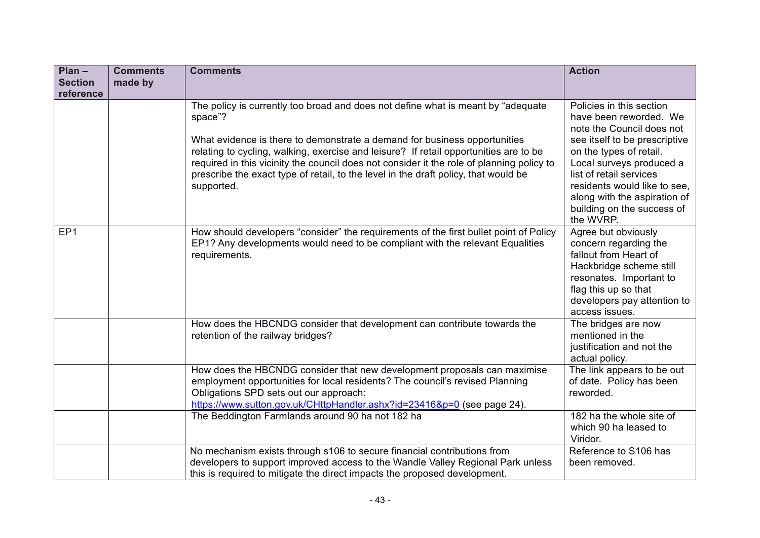| Plan – Section reference | Comments made by | Comments | Action |
|---|---|---|---|
| | | The policy is currently too broad and does not define what is meant by "adequate space"?<br><br>What evidence is there to demonstrate a demand for business opportunities relating to cycling, walking, exercise and leisure? If retail opportunities are to be required in this vicinity the council does not consider it the role of planning policy to prescribe the exact type of retail, to the level in the draft policy, that would be supported. | Policies in this section have been reworded. We note the Council does not see itself to be prescriptive on the types of retail. Local surveys produced a list of retail services residents would like to see, along with the aspiration of building on the success of the WVRP. |
| EP1 | | How should developers "consider" the requirements of the first bullet point of Policy EP1? Any developments would need to be compliant with the relevant Equalities requirements. | Agree but obviously concern regarding the fallout from Heart of Hackbridge scheme still resonates. Important to flag this up so that developers pay attention to access issues. |
| | | How does the HBCNDG consider that development can contribute towards the retention of the railway bridges? | The bridges are now mentioned in the justification and not the actual policy. |
| | | How does the HBCNDG consider that new development proposals can maximise employment opportunities for local residents? The council's revised Planning Obligations SPD sets out our approach: [https://www.sutton.gov.uk/CHttpHandler.ashx?id=23416&p=0](https://www.sutton.gov.uk/CHttpHandler.ashx?id=23416&p=0) (see page 24). | The link appears to be out of date. Policy has been reworded. |
| | | The Beddington Farmlands around 90 ha not 182 ha | 182 ha the whole site of which 90 ha leased to Viridor. |
| | | No mechanism exists through s106 to secure financial contributions from developers to support improved access to the Wandle Valley Regional Park unless this is required to mitigate the direct impacts the proposed development. | Reference to S106 has been removed. |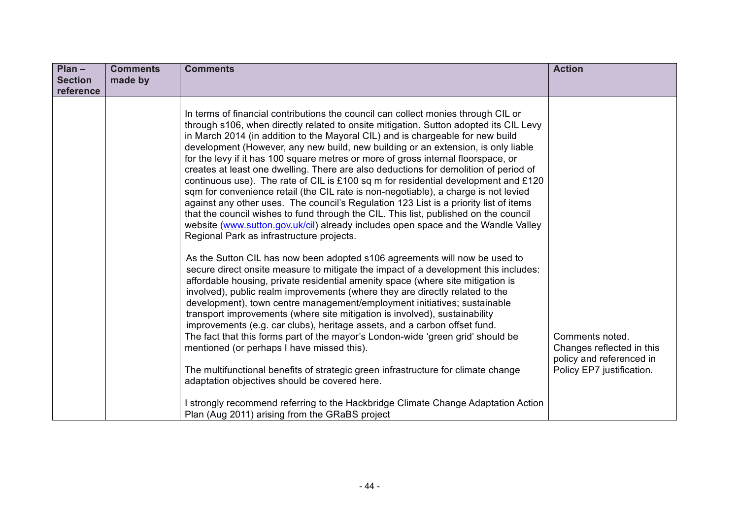| Plan – Section reference | Comments made by | Comments | Action |
|---|---|---|---|
| | | In terms of financial contributions the council can collect monies through CIL or through s106, when directly related to onsite mitigation. Sutton adopted its CIL Levy in March 2014 (in addition to the Mayoral CIL) and is chargeable for new build development (However, any new build, new building or an extension, is only liable for the levy if it has 100 square metres or more of gross internal floorspace, or creates at least one dwelling. There are also deductions for demolition of period of continuous use). The rate of CIL is £100 sq m for residential development and £120 sqm for convenience retail (the CIL rate is non-negotiable), a charge is not levied against any other uses. The council's Regulation 123 List is a priority list of items that the council wishes to fund through the CIL. This list, published on the council website ([www.sutton.gov.uk/cil](www.sutton.gov.uk/cil)) already includes open space and the Wandle Valley Regional Park as infrastructure projects.<br><br>As the Sutton CIL has now been adopted s106 agreements will now be used to secure direct onsite measure to mitigate the impact of a development this includes: affordable housing, private residential amenity space (where site mitigation is involved), public realm improvements (where they are directly related to the development), town centre management/employment initiatives; sustainable transport improvements (where site mitigation is involved), sustainability improvements (e.g. car clubs), heritage assets, and a carbon offset fund. | |
| | | The fact that this forms part of the mayor's London-wide 'green grid' should be mentioned (or perhaps I have missed this).<br><br>The multifunctional benefits of strategic green infrastructure for climate change adaptation objectives should be covered here.<br><br>I strongly recommend referring to the Hackbridge Climate Change Adaptation Action Plan (Aug 2011) arising from the GRaBS project | Comments noted. Changes reflected in this policy and referenced in Policy EP7 justification. |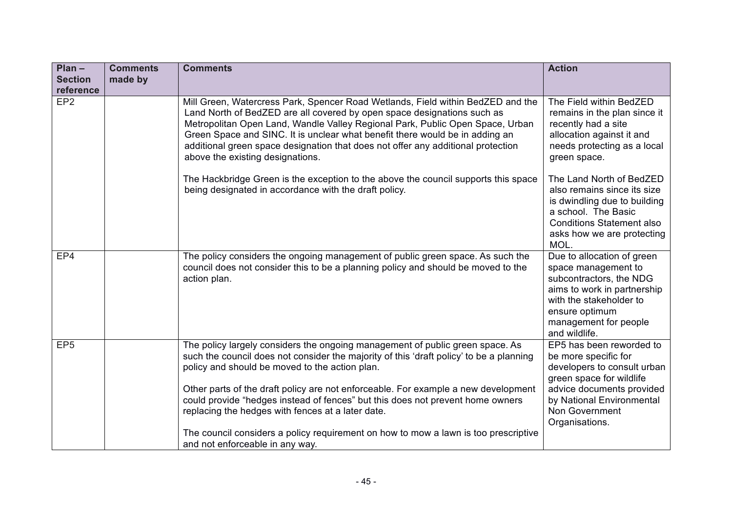| Plan – Section reference | Comments made by | Comments | Action |
|---|---|---|---|
| EP2 | | Mill Green, Watercress Park, Spencer Road Wetlands, Field within BedZED and the Land North of BedZED are all covered by open space designations such as Metropolitan Open Land, Wandle Valley Regional Park, Public Open Space, Urban Green Space and SINC. It is unclear what benefit there would be in adding an additional green space designation that does not offer any additional protection above the existing designations.<br><br>The Hackbridge Green is the exception to the above the council supports this space being designated in accordance with the draft policy. | The Field within BedZED remains in the plan since it recently had a site allocation against it and needs protecting as a local green space.<br><br>The Land North of BedZED also remains since its size is dwindling due to building a school. The Basic Conditions Statement also asks how we are protecting MOL. |
| EP4 | | The policy considers the ongoing management of public green space. As such the council does not consider this to be a planning policy and should be moved to the action plan. | Due to allocation of green space management to subcontractors, the NDG aims to work in partnership with the stakeholder to ensure optimum management for people and wildlife. |
| EP5 | | The policy largely considers the ongoing management of public green space. As such the council does not consider the majority of this 'draft policy' to be a planning policy and should be moved to the action plan.<br><br>Other parts of the draft policy are not enforceable. For example a new development could provide "hedges instead of fences" but this does not prevent home owners replacing the hedges with fences at a later date.<br><br>The council considers a policy requirement on how to mow a lawn is too prescriptive and not enforceable in any way. | EP5 has been reworded to be more specific for developers to consult urban green space for wildlife advice documents provided by National Environmental Non Government Organisations. |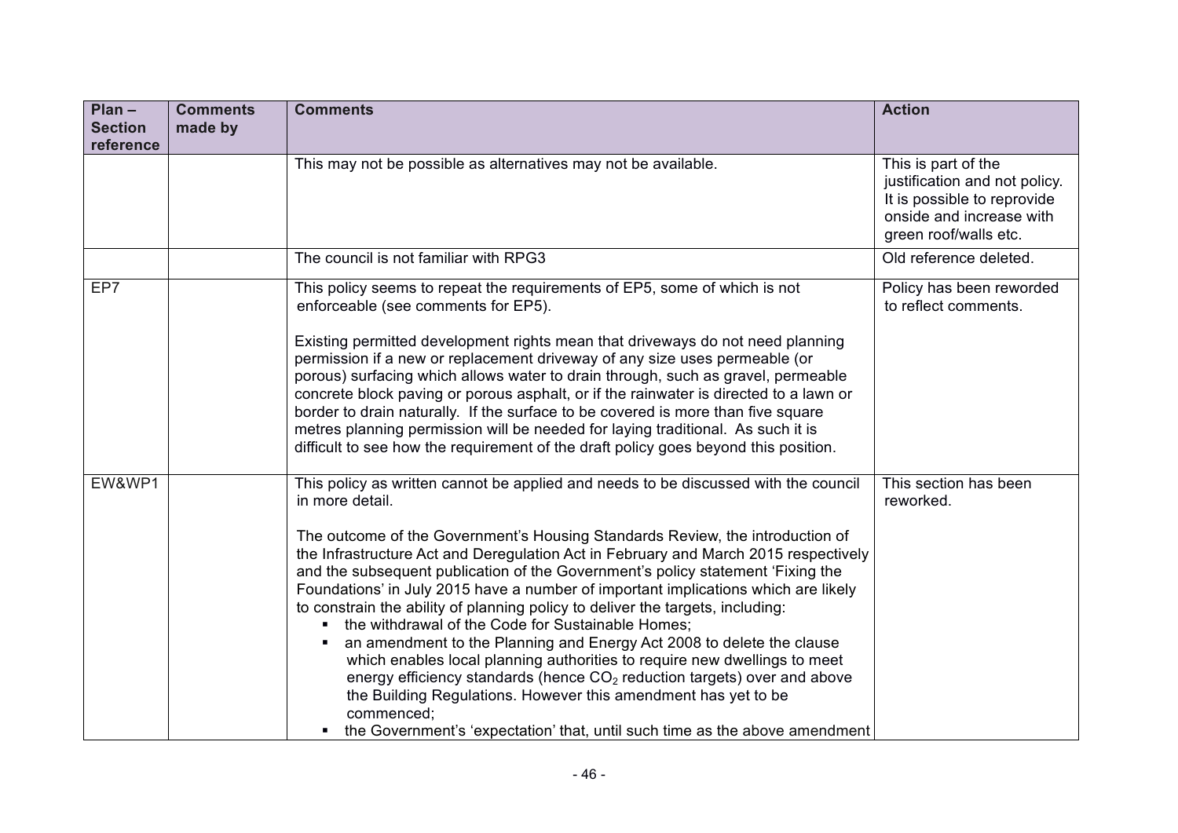| Plan – Section reference | Comments made by | Comments | Action |
|---|---|---|---|
| | | This may not be possible as alternatives may not be available. | This is part of the justification and not policy. It is possible to reprovide onside and increase with green roof/walls etc. |
| | | The council is not familiar with RPG3 | Old reference deleted. |
| EP7 | | This policy seems to repeat the requirements of EP5, some of which is not enforceable (see comments for EP5).<br><br>Existing permitted development rights mean that driveways do not need planning permission if a new or replacement driveway of any size uses permeable (or porous) surfacing which allows water to drain through, such as gravel, permeable concrete block paving or porous asphalt, or if the rainwater is directed to a lawn or border to drain naturally. If the surface to be covered is more than five square metres planning permission will be needed for laying traditional. As such it is difficult to see how the requirement of the draft policy goes beyond this position. | Policy has been reworded to reflect comments. |
| EW&WP1 | | This policy as written cannot be applied and needs to be discussed with the council in more detail.<br><br>The outcome of the Government's Housing Standards Review, the introduction of the Infrastructure Act and Deregulation Act in February and March 2015 respectively and the subsequent publication of the Government's policy statement 'Fixing the Foundations' in July 2015 have a number of important implications which are likely to constrain the ability of planning policy to deliver the targets, including:<br>▪ the withdrawal of the Code for Sustainable Homes;<br>▪ an amendment to the Planning and Energy Act 2008 to delete the clause which enables local planning authorities to require new dwellings to meet energy efficiency standards (hence $CO_2$ reduction targets) over and above the Building Regulations. However this amendment has yet to be commenced;<br>▪ the Government's 'expectation' that, until such time as the above amendment | This section has been reworked. |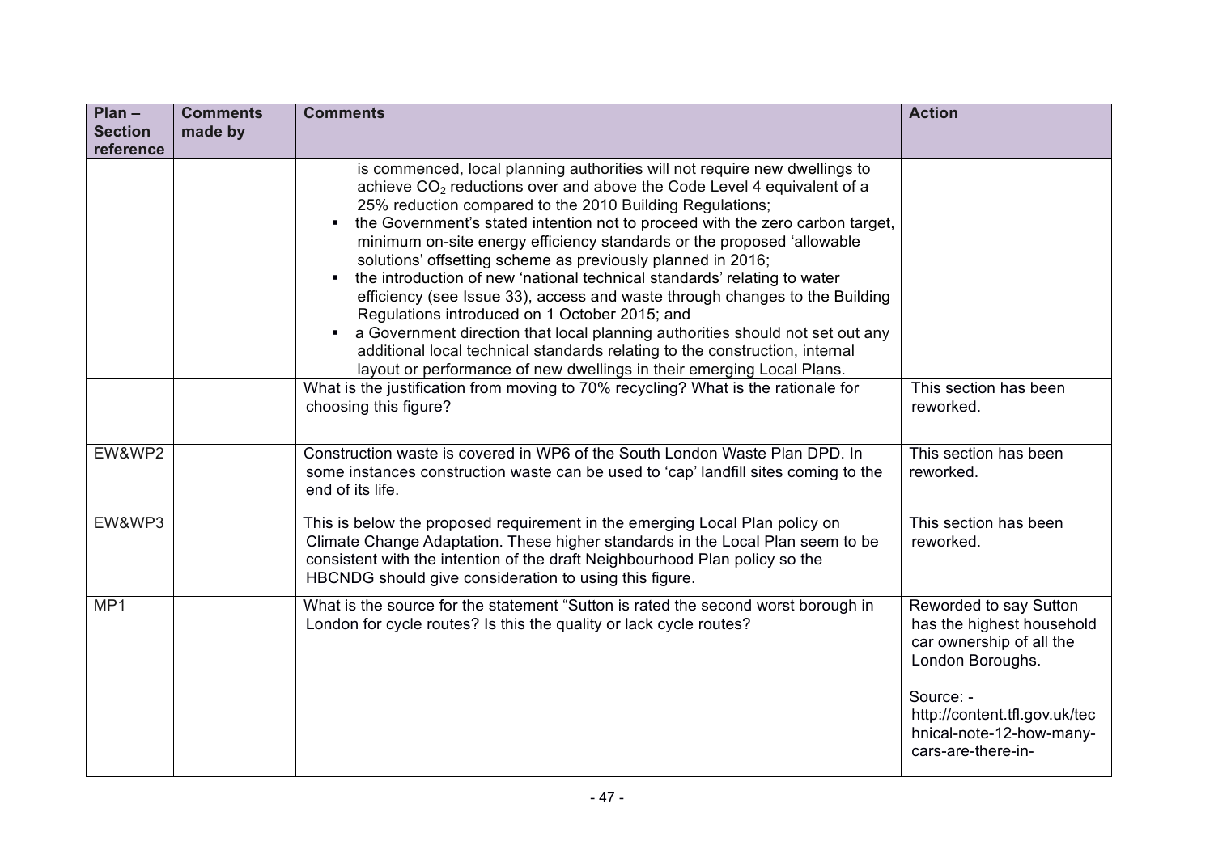| Plan – Section reference | Comments made by | Comments | Action |
|---|---|---|---|
| | | is commenced, local planning authorities will not require new dwellings to achieve $CO_2$ reductions over and above the Code Level 4 equivalent of a 25% reduction compared to the 2010 Building Regulations;<br>▪ the Government's stated intention not to proceed with the zero carbon target, minimum on-site energy efficiency standards or the proposed 'allowable solutions' offsetting scheme as previously planned in 2016;<br>▪ the introduction of new 'national technical standards' relating to water efficiency (see Issue 33), access and waste through changes to the Building Regulations introduced on 1 October 2015; and<br>▪ a Government direction that local planning authorities should not set out any additional local technical standards relating to the construction, internal layout or performance of new dwellings in their emerging Local Plans. | |
| | | What is the justification from moving to 70% recycling? What is the rationale for choosing this figure? | This section has been reworked. |
| EW&WP2 | | Construction waste is covered in WP6 of the South London Waste Plan DPD. In some instances construction waste can be used to 'cap' landfill sites coming to the end of its life. | This section has been reworked. |
| EW&WP3 | | This is below the proposed requirement in the emerging Local Plan policy on Climate Change Adaptation. These higher standards in the Local Plan seem to be consistent with the intention of the draft Neighbourhood Plan policy so the HBCNDG should give consideration to using this figure. | This section has been reworked. |
| MP1 | | What is the source for the statement "Sutton is rated the second worst borough in London for cycle routes? Is this the quality or lack cycle routes? | Reworded to say Sutton has the highest household car ownership of all the London Boroughs.<br><br>Source: - http://content.tfl.gov.uk/technical-note-12-how-many-cars-are-there-in- |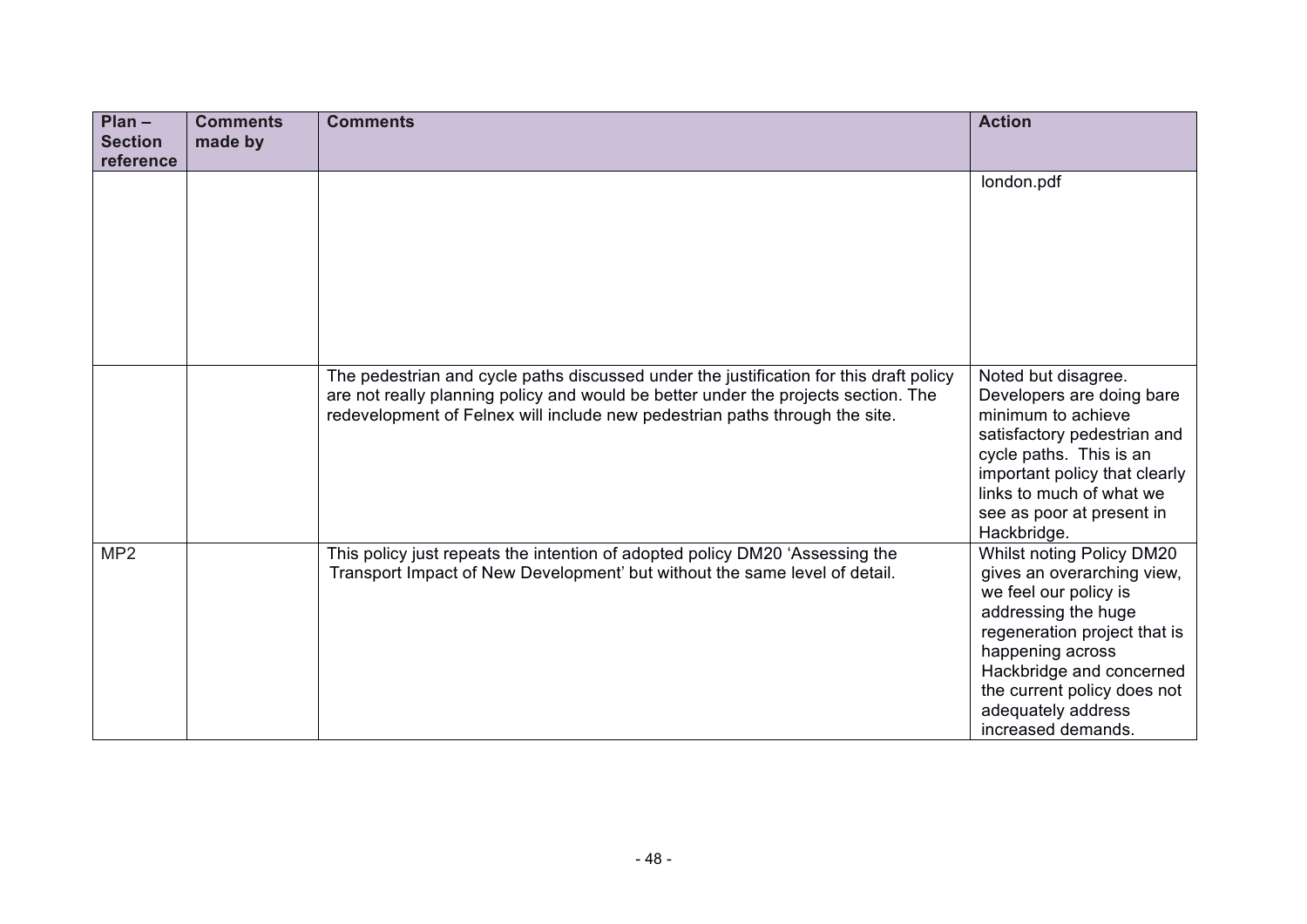| Plan – Section reference | Comments made by | Comments | Action |
|---|---|---|---|
| | | | london.pdf |
| | | The pedestrian and cycle paths discussed under the justification for this draft policy are not really planning policy and would be better under the projects section. The redevelopment of Felnex will include new pedestrian paths through the site. | Noted but disagree. Developers are doing bare minimum to achieve satisfactory pedestrian and cycle paths. This is an important policy that clearly links to much of what we see as poor at present in Hackbridge. |
| MP2 | | This policy just repeats the intention of adopted policy DM20 'Assessing the Transport Impact of New Development' but without the same level of detail. | Whilst noting Policy DM20 gives an overarching view, we feel our policy is addressing the huge regeneration project that is happening across Hackbridge and concerned the current policy does not adequately address increased demands. |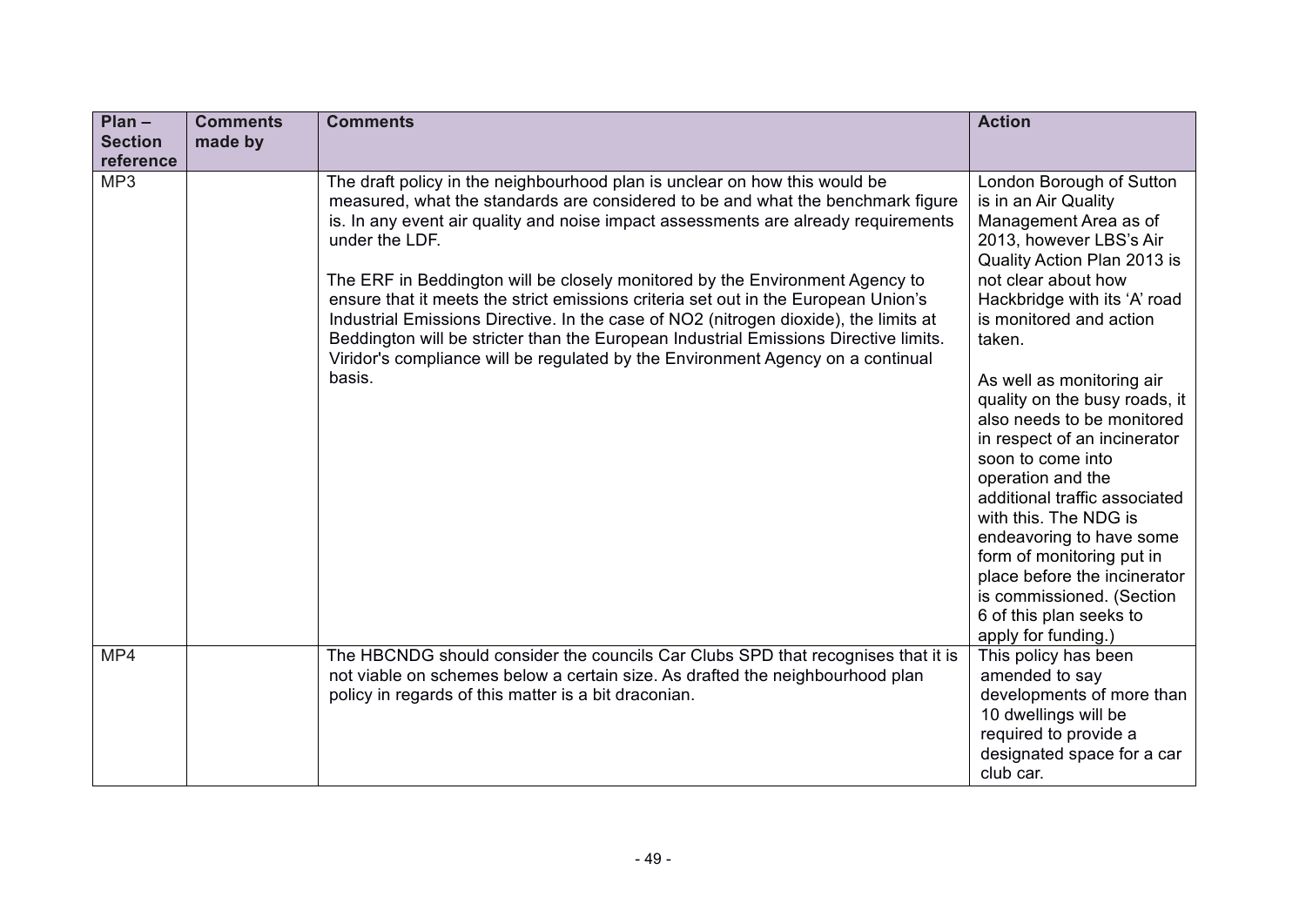| Plan – Section reference | Comments made by | Comments | Action |
|---|---|---|---|
| MP3 | | The draft policy in the neighbourhood plan is unclear on how this would be measured, what the standards are considered to be and what the benchmark figure is. In any event air quality and noise impact assessments are already requirements under the LDF.<br><br>The ERF in Beddington will be closely monitored by the Environment Agency to ensure that it meets the strict emissions criteria set out in the European Union's Industrial Emissions Directive. In the case of NO2 (nitrogen dioxide), the limits at Beddington will be stricter than the European Industrial Emissions Directive limits. Viridor's compliance will be regulated by the Environment Agency on a continual basis. | London Borough of Sutton is in an Air Quality Management Area as of 2013, however LBS's Air Quality Action Plan 2013 is not clear about how Hackbridge with its 'A' road is monitored and action taken.<br><br>As well as monitoring air quality on the busy roads, it also needs to be monitored in respect of an incinerator soon to come into operation and the additional traffic associated with this. The NDG is endeavoring to have some form of monitoring put in place before the incinerator is commissioned. (Section 6 of this plan seeks to apply for funding.) |
| MP4 | | The HBCNDG should consider the councils Car Clubs SPD that recognises that it is not viable on schemes below a certain size. As drafted the neighbourhood plan policy in regards of this matter is a bit draconian. | This policy has been amended to say developments of more than 10 dwellings will be required to provide a designated space for a car club car. |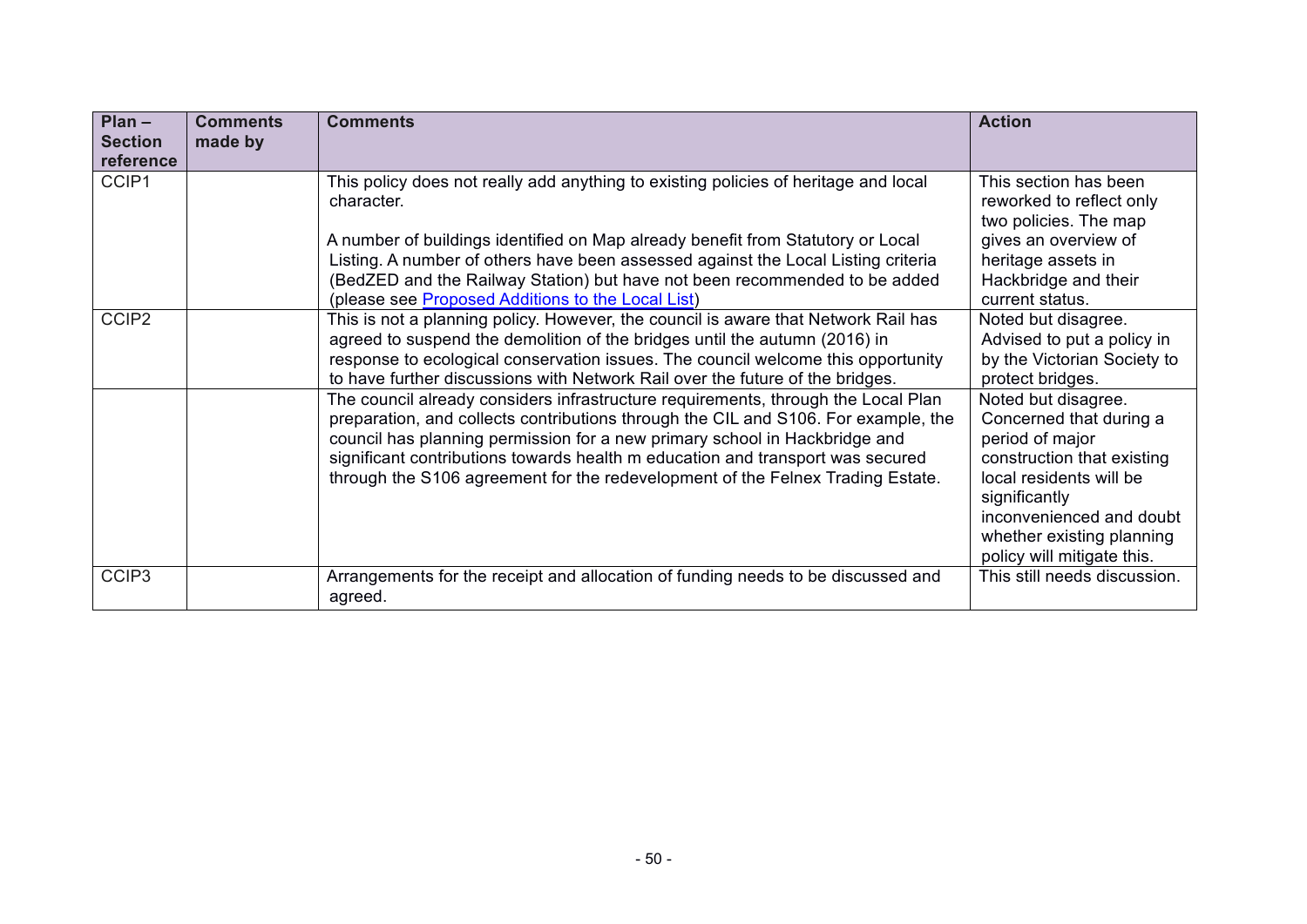| Plan – Section reference | Comments made by | Comments | Action |
|---|---|---|---|
| CCIP1 | | This policy does not really add anything to existing policies of heritage and local character.<br><br>A number of buildings identified on Map already benefit from Statutory or Local Listing. A number of others have been assessed against the Local Listing criteria (BedZED and the Railway Station) but have not been recommended to be added (please see [Proposed Additions to the Local List]) | This section has been reworked to reflect only two policies. The map gives an overview of heritage assets in Hackbridge and their current status. |
| CCIP2 | | This is not a planning policy. However, the council is aware that Network Rail has agreed to suspend the demolition of the bridges until the autumn (2016) in response to ecological conservation issues. The council welcome this opportunity to have further discussions with Network Rail over the future of the bridges. | Noted but disagree. Advised to put a policy in by the Victorian Society to protect bridges. |
| | | The council already considers infrastructure requirements, through the Local Plan preparation, and collects contributions through the CIL and S106. For example, the council has planning permission for a new primary school in Hackbridge and significant contributions towards health m education and transport was secured through the S106 agreement for the redevelopment of the Felnex Trading Estate. | Noted but disagree. Concerned that during a period of major construction that existing local residents will be significantly inconvenienced and doubt whether existing planning policy will mitigate this. |
| CCIP3 | | Arrangements for the receipt and allocation of funding needs to be discussed and agreed. | This still needs discussion. |